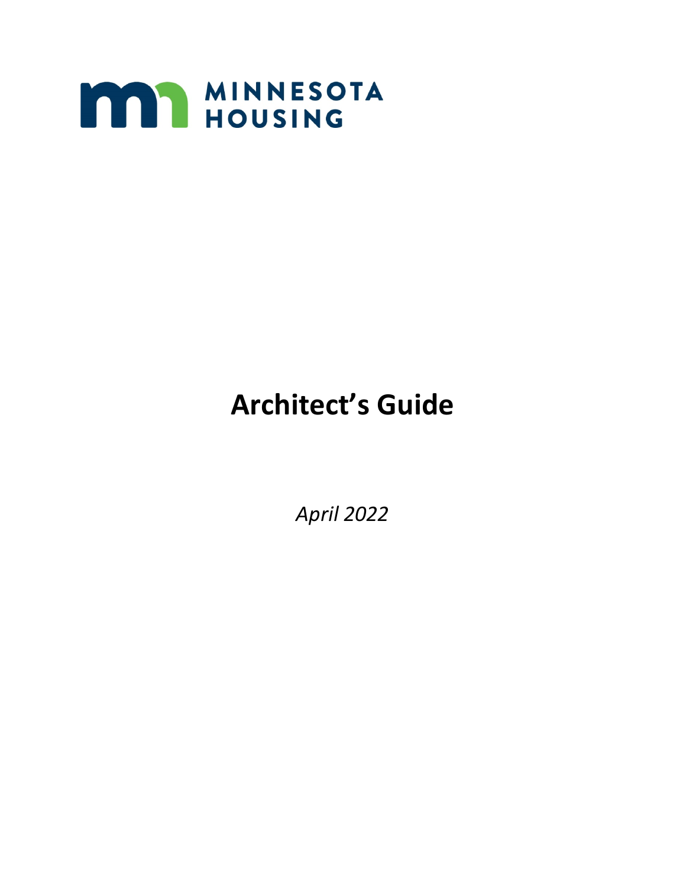MINNESOTA HOUSING

# Architect's Guide

*April 2022*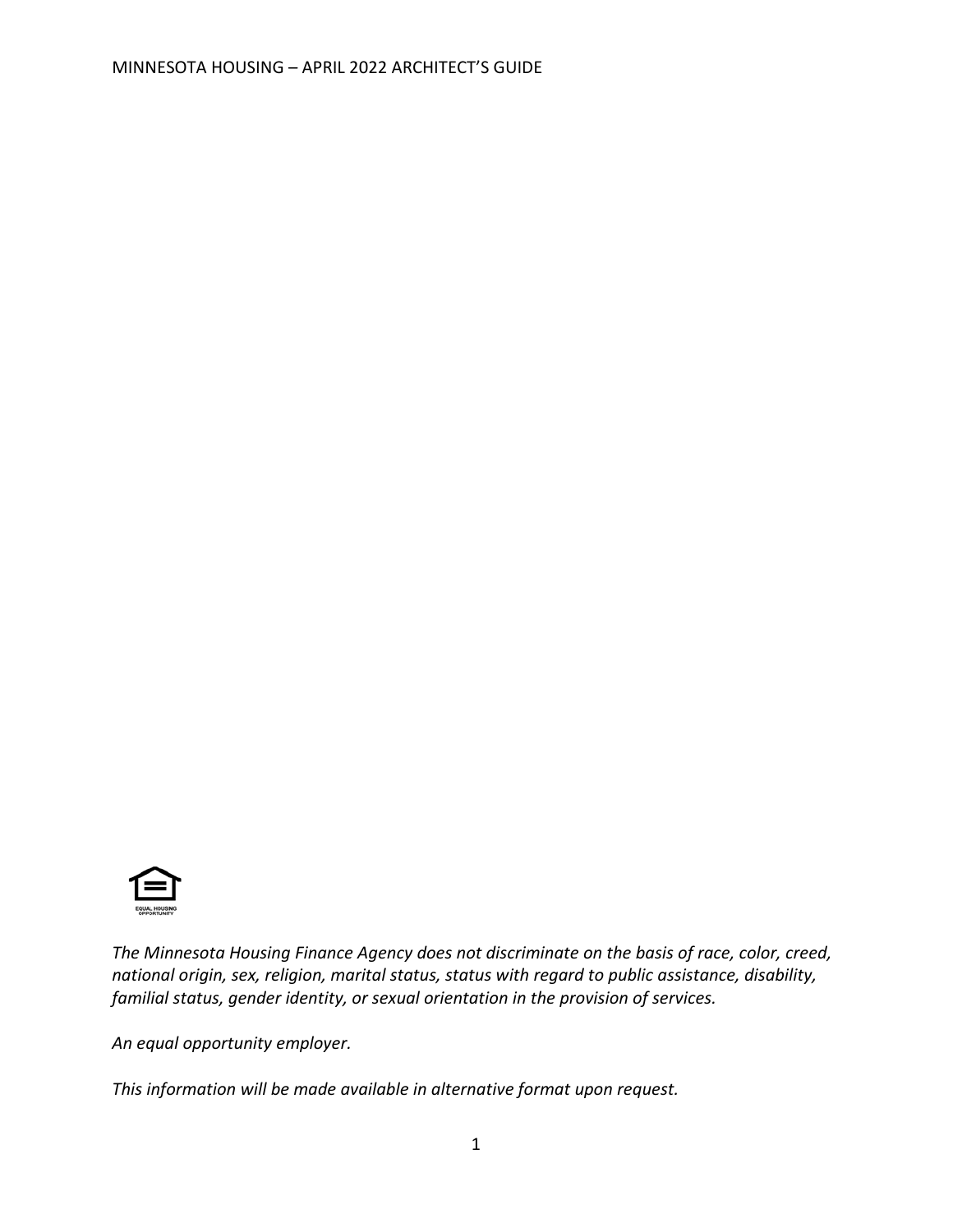EQUAL HOUSING OPPORTUNITY

*The Minnesota Housing Finance Agency does not discriminate on the basis of race, color, creed, national origin, sex, religion, marital status, status with regard to public assistance, disability, familial status, gender identity, or sexual orientation in the provision of services.*

*An equal opportunity employer.*

*This information will be made available in alternative format upon request.*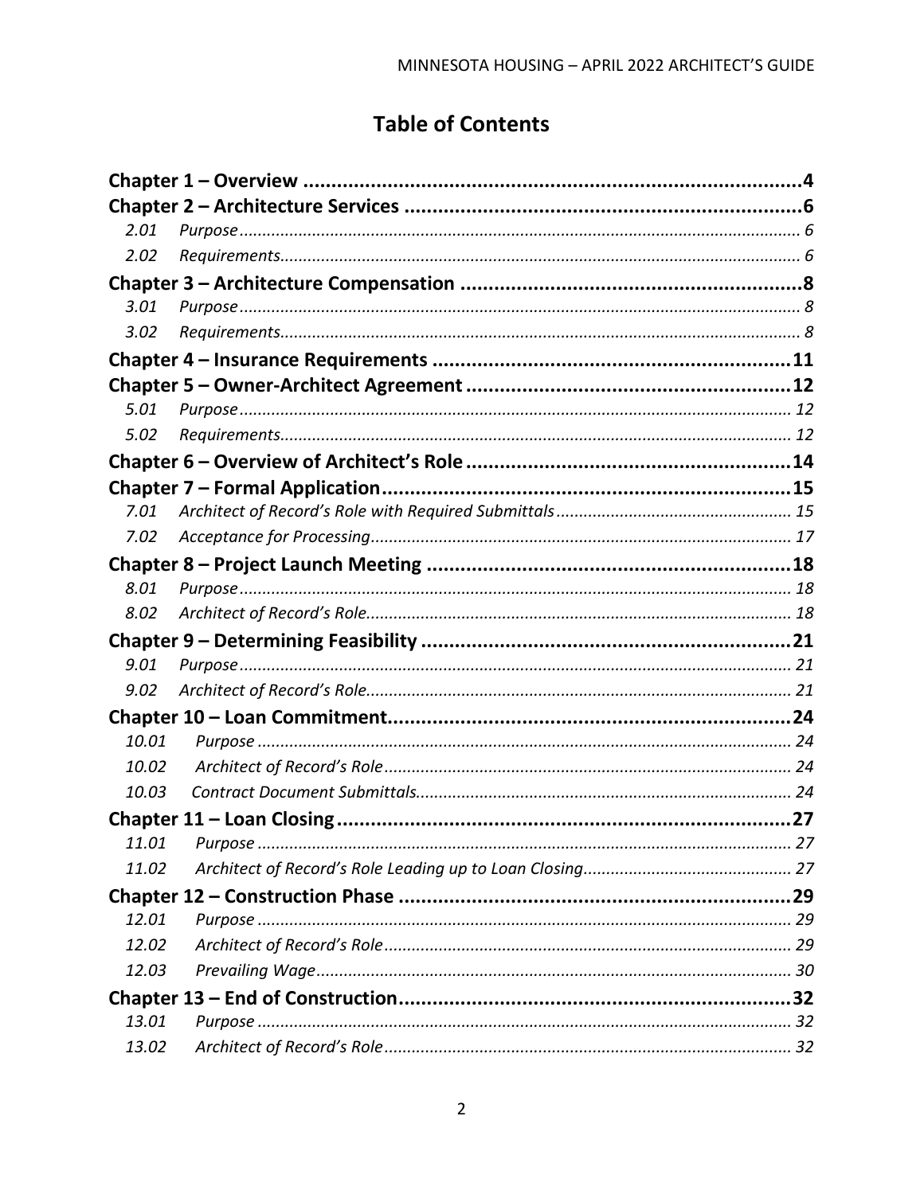# Table of Contents

**Chapter 1 – Overview** ........................................................................................ **4**

**Chapter 2 – Architecture Services** ...................................................................... **6**

- 2.01 *Purpose* ........................................................................................................ *6*
- 2.02 *Requirements* ............................................................................................... *6*

**Chapter 3 – Architecture Compensation** ............................................................. **8**

- 3.01 *Purpose* ........................................................................................................ *8*
- 3.02 *Requirements* ............................................................................................... *8*

**Chapter 4 – Insurance Requirements** ................................................................ **11**

**Chapter 5 – Owner-Architect Agreement** .......................................................... **12**

- 5.01 *Purpose* ...................................................................................................... *12*
- 5.02 *Requirements* ............................................................................................. *12*

**Chapter 6 – Overview of Architect's Role** .......................................................... **14**

**Chapter 7 – Formal Application** ......................................................................... **15**

- 7.01 *Architect of Record's Role with Required Submittals* .................................. *15*
- 7.02 *Acceptance for Processing* ......................................................................... *17*

**Chapter 8 – Project Launch Meeting** ................................................................. **18**

- 8.01 *Purpose* ...................................................................................................... *18*
- 8.02 *Architect of Record's Role* .......................................................................... *18*

**Chapter 9 – Determining Feasibility** .................................................................. **21**

- 9.01 *Purpose* ...................................................................................................... *21*
- 9.02 *Architect of Record's Role* .......................................................................... *21*

**Chapter 10 – Loan Commitment** ........................................................................ **24**

- 10.01 *Purpose* .................................................................................................... *24*
- 10.02 *Architect of Record's Role* ........................................................................ *24*
- 10.03 *Contract Document Submittals* ................................................................. *24*

**Chapter 11 – Loan Closing** ................................................................................. **27**

- 11.01 *Purpose* .................................................................................................... *27*
- 11.02 *Architect of Record's Role Leading up to Loan Closing* ............................ *27*

**Chapter 12 – Construction Phase** ...................................................................... **29**

- 12.01 *Purpose* .................................................................................................... *29*
- 12.02 *Architect of Record's Role* ........................................................................ *29*
- 12.03 *Prevailing Wage* ....................................................................................... *30*

**Chapter 13 – End of Construction** ..................................................................... **32**

- 13.01 *Purpose* .................................................................................................... *32*
- 13.02 *Architect of Record's Role* ........................................................................ *32*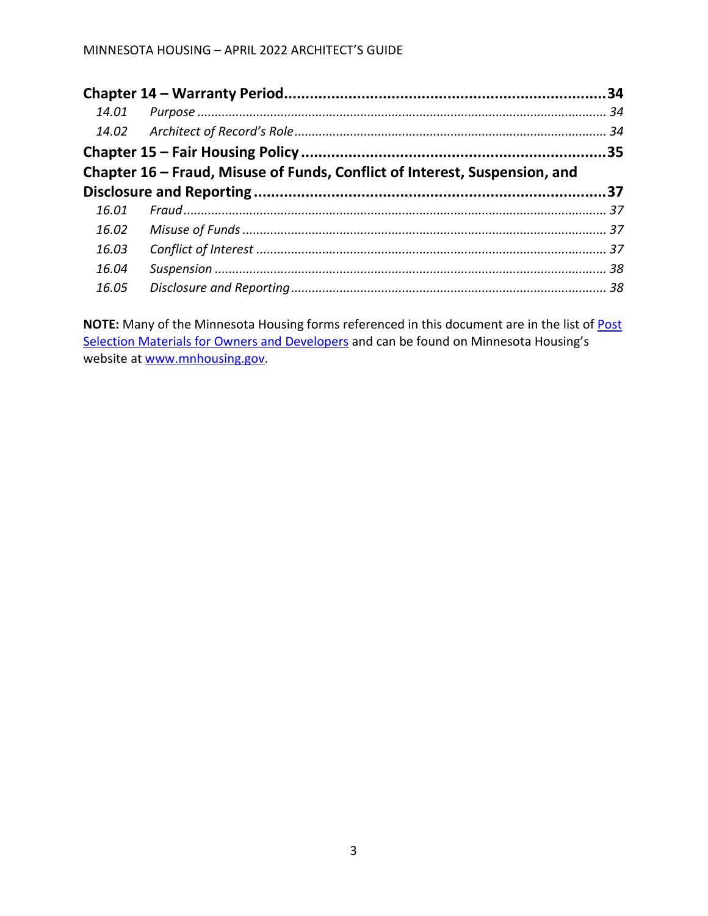**Chapter 14 – Warranty Period** .......... **34**

*14.01 Purpose* .......... *34*

*14.02 Architect of Record's Role* .......... *34*

**Chapter 15 – Fair Housing Policy** .......... **35**

**Chapter 16 – Fraud, Misuse of Funds, Conflict of Interest, Suspension, and Disclosure and Reporting** .......... **37**

*16.01 Fraud* .......... *37*

*16.02 Misuse of Funds* .......... *37*

*16.03 Conflict of Interest* .......... *37*

*16.04 Suspension* .......... *38*

*16.05 Disclosure and Reporting* .......... *38*

**NOTE:** Many of the Minnesota Housing forms referenced in this document are in the list of Post Selection Materials for Owners and Developers and can be found on Minnesota Housing's website at www.mnhousing.gov.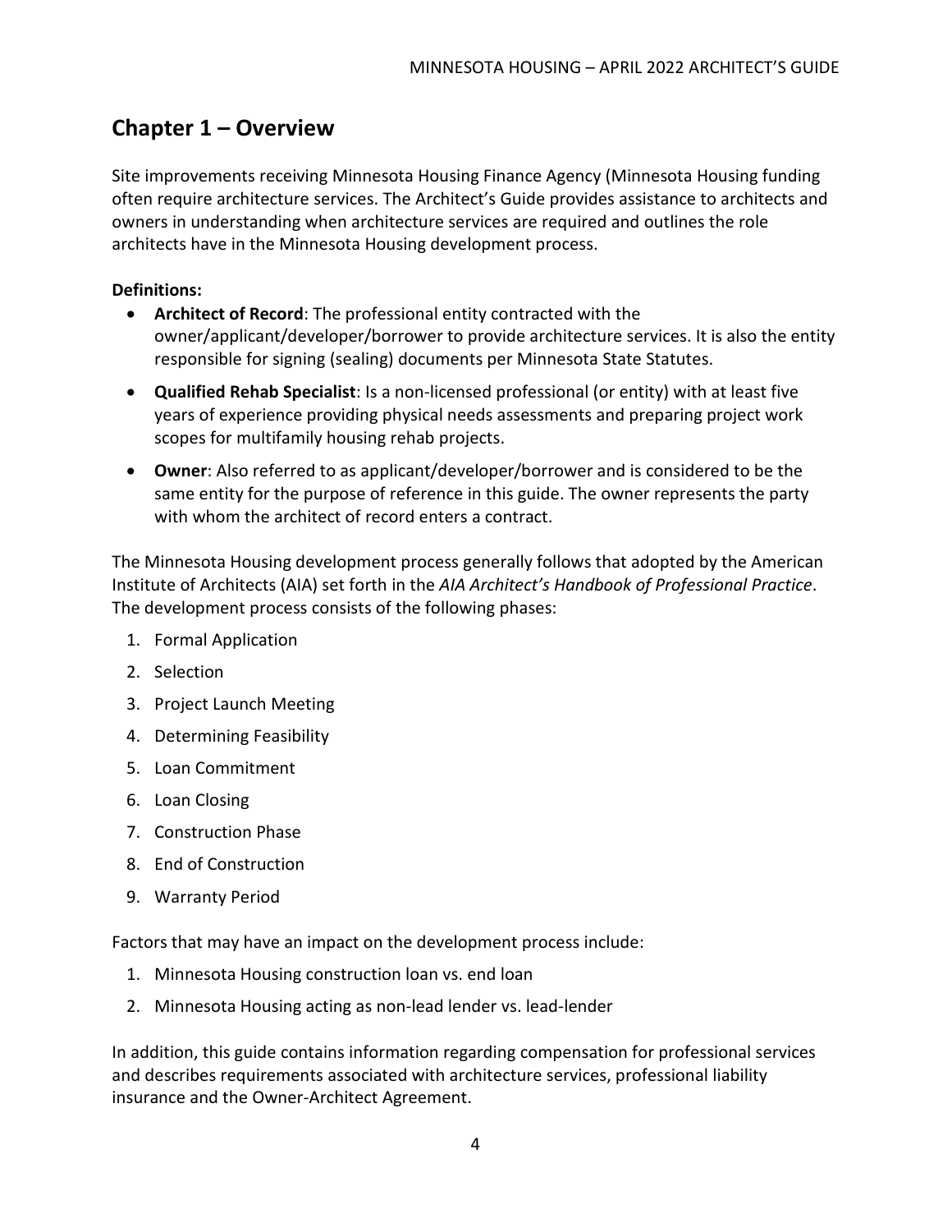## Chapter 1 – Overview

Site improvements receiving Minnesota Housing Finance Agency (Minnesota Housing funding often require architecture services. The Architect's Guide provides assistance to architects and owners in understanding when architecture services are required and outlines the role architects have in the Minnesota Housing development process.

**Definitions:**

- **Architect of Record**: The professional entity contracted with the owner/applicant/developer/borrower to provide architecture services. It is also the entity responsible for signing (sealing) documents per Minnesota State Statutes.
- **Qualified Rehab Specialist**: Is a non-licensed professional (or entity) with at least five years of experience providing physical needs assessments and preparing project work scopes for multifamily housing rehab projects.
- **Owner**: Also referred to as applicant/developer/borrower and is considered to be the same entity for the purpose of reference in this guide. The owner represents the party with whom the architect of record enters a contract.

The Minnesota Housing development process generally follows that adopted by the American Institute of Architects (AIA) set forth in the *AIA Architect's Handbook of Professional Practice*. The development process consists of the following phases:

1. Formal Application
2. Selection
3. Project Launch Meeting
4. Determining Feasibility
5. Loan Commitment
6. Loan Closing
7. Construction Phase
8. End of Construction
9. Warranty Period

Factors that may have an impact on the development process include:

1. Minnesota Housing construction loan vs. end loan
2. Minnesota Housing acting as non-lead lender vs. lead-lender

In addition, this guide contains information regarding compensation for professional services and describes requirements associated with architecture services, professional liability insurance and the Owner-Architect Agreement.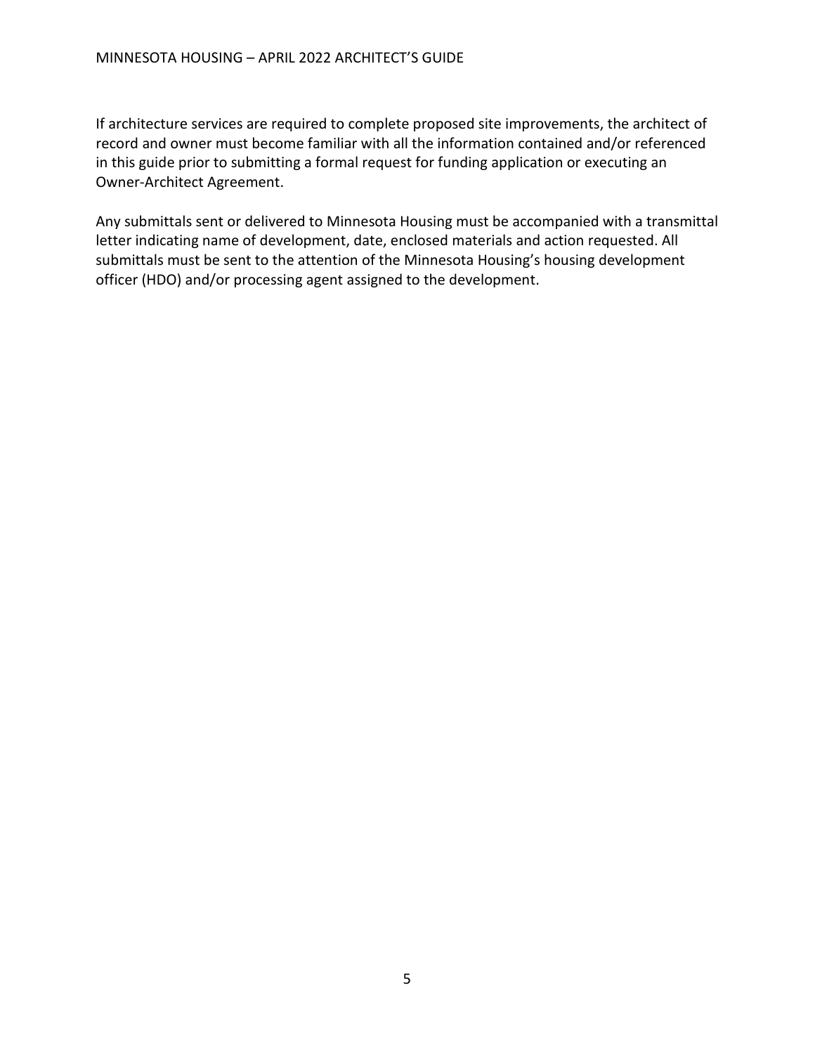If architecture services are required to complete proposed site improvements, the architect of record and owner must become familiar with all the information contained and/or referenced in this guide prior to submitting a formal request for funding application or executing an Owner-Architect Agreement.

Any submittals sent or delivered to Minnesota Housing must be accompanied with a transmittal letter indicating name of development, date, enclosed materials and action requested. All submittals must be sent to the attention of the Minnesota Housing's housing development officer (HDO) and/or processing agent assigned to the development.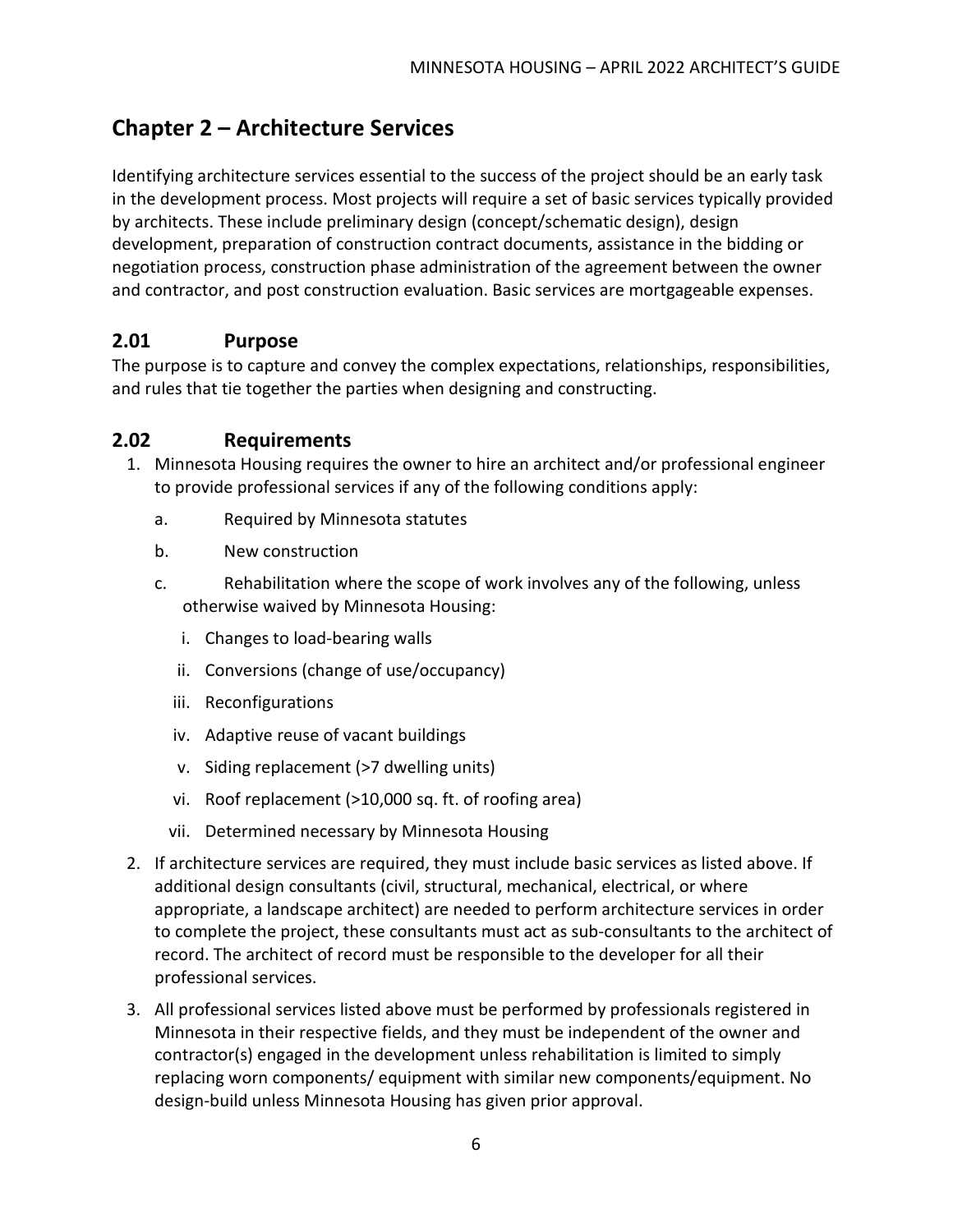# Chapter 2 – Architecture Services

Identifying architecture services essential to the success of the project should be an early task in the development process. Most projects will require a set of basic services typically provided by architects. These include preliminary design (concept/schematic design), design development, preparation of construction contract documents, assistance in the bidding or negotiation process, construction phase administration of the agreement between the owner and contractor, and post construction evaluation. Basic services are mortgageable expenses.

## 2.01 Purpose

The purpose is to capture and convey the complex expectations, relationships, responsibilities, and rules that tie together the parties when designing and constructing.

## 2.02 Requirements

1. Minnesota Housing requires the owner to hire an architect and/or professional engineer to provide professional services if any of the following conditions apply:
   a. Required by Minnesota statutes
   b. New construction
   c. Rehabilitation where the scope of work involves any of the following, unless otherwise waived by Minnesota Housing:
      i. Changes to load-bearing walls
      ii. Conversions (change of use/occupancy)
      iii. Reconfigurations
      iv. Adaptive reuse of vacant buildings
      v. Siding replacement (>7 dwelling units)
      vi. Roof replacement (>10,000 sq. ft. of roofing area)
      vii. Determined necessary by Minnesota Housing
2. If architecture services are required, they must include basic services as listed above. If additional design consultants (civil, structural, mechanical, electrical, or where appropriate, a landscape architect) are needed to perform architecture services in order to complete the project, these consultants must act as sub-consultants to the architect of record. The architect of record must be responsible to the developer for all their professional services.
3. All professional services listed above must be performed by professionals registered in Minnesota in their respective fields, and they must be independent of the owner and contractor(s) engaged in the development unless rehabilitation is limited to simply replacing worn components/ equipment with similar new components/equipment. No design-build unless Minnesota Housing has given prior approval.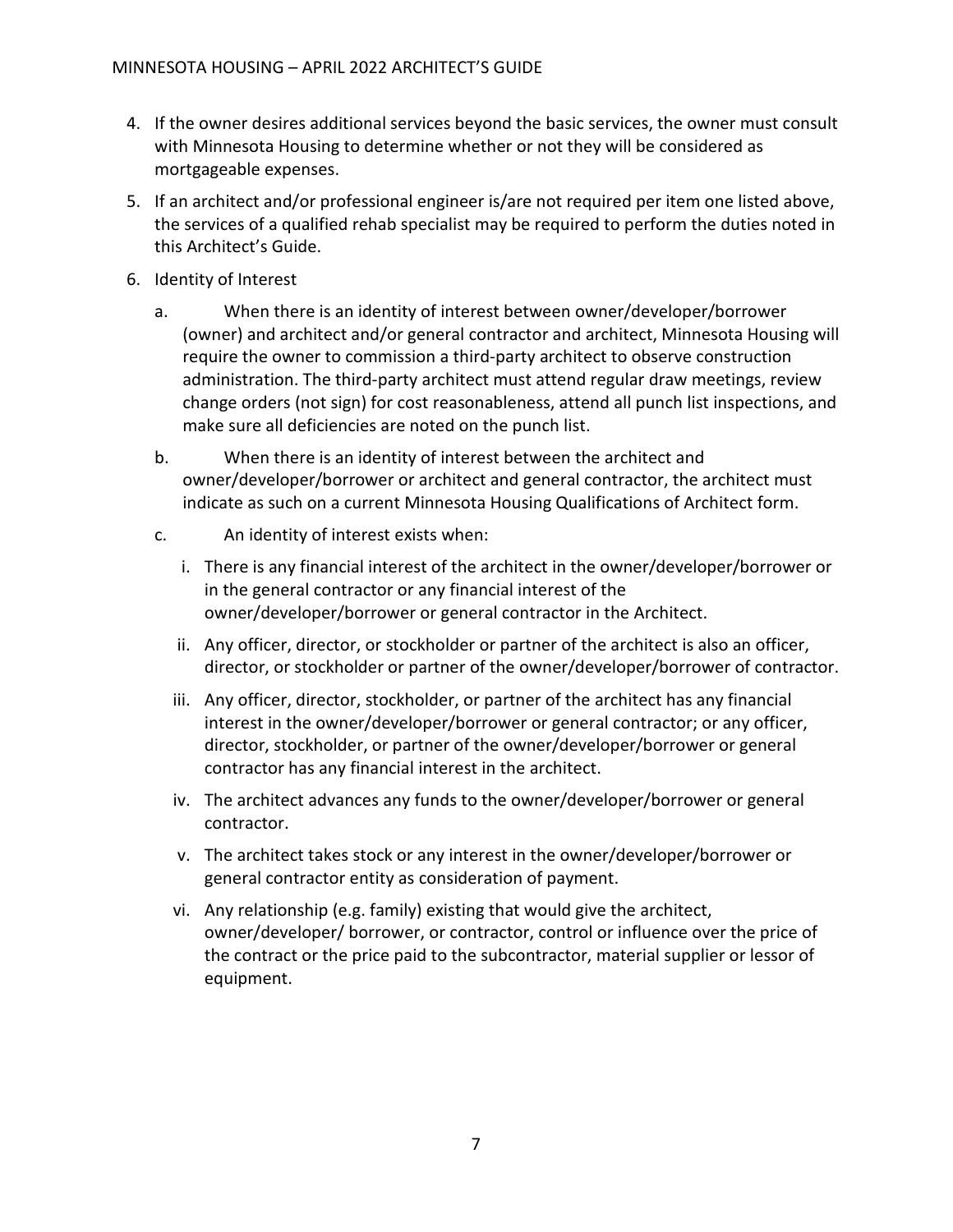4. If the owner desires additional services beyond the basic services, the owner must consult with Minnesota Housing to determine whether or not they will be considered as mortgageable expenses.
5. If an architect and/or professional engineer is/are not required per item one listed above, the services of a qualified rehab specialist may be required to perform the duties noted in this Architect's Guide.
6. Identity of Interest
   a. When there is an identity of interest between owner/developer/borrower (owner) and architect and/or general contractor and architect, Minnesota Housing will require the owner to commission a third-party architect to observe construction administration. The third-party architect must attend regular draw meetings, review change orders (not sign) for cost reasonableness, attend all punch list inspections, and make sure all deficiencies are noted on the punch list.
   b. When there is an identity of interest between the architect and owner/developer/borrower or architect and general contractor, the architect must indicate as such on a current Minnesota Housing Qualifications of Architect form.
   c. An identity of interest exists when:
      i. There is any financial interest of the architect in the owner/developer/borrower or in the general contractor or any financial interest of the owner/developer/borrower or general contractor in the Architect.
      ii. Any officer, director, or stockholder or partner of the architect is also an officer, director, or stockholder or partner of the owner/developer/borrower of contractor.
      iii. Any officer, director, stockholder, or partner of the architect has any financial interest in the owner/developer/borrower or general contractor; or any officer, director, stockholder, or partner of the owner/developer/borrower or general contractor has any financial interest in the architect.
      iv. The architect advances any funds to the owner/developer/borrower or general contractor.
      v. The architect takes stock or any interest in the owner/developer/borrower or general contractor entity as consideration of payment.
      vi. Any relationship (e.g. family) existing that would give the architect, owner/developer/ borrower, or contractor, control or influence over the price of the contract or the price paid to the subcontractor, material supplier or lessor of equipment.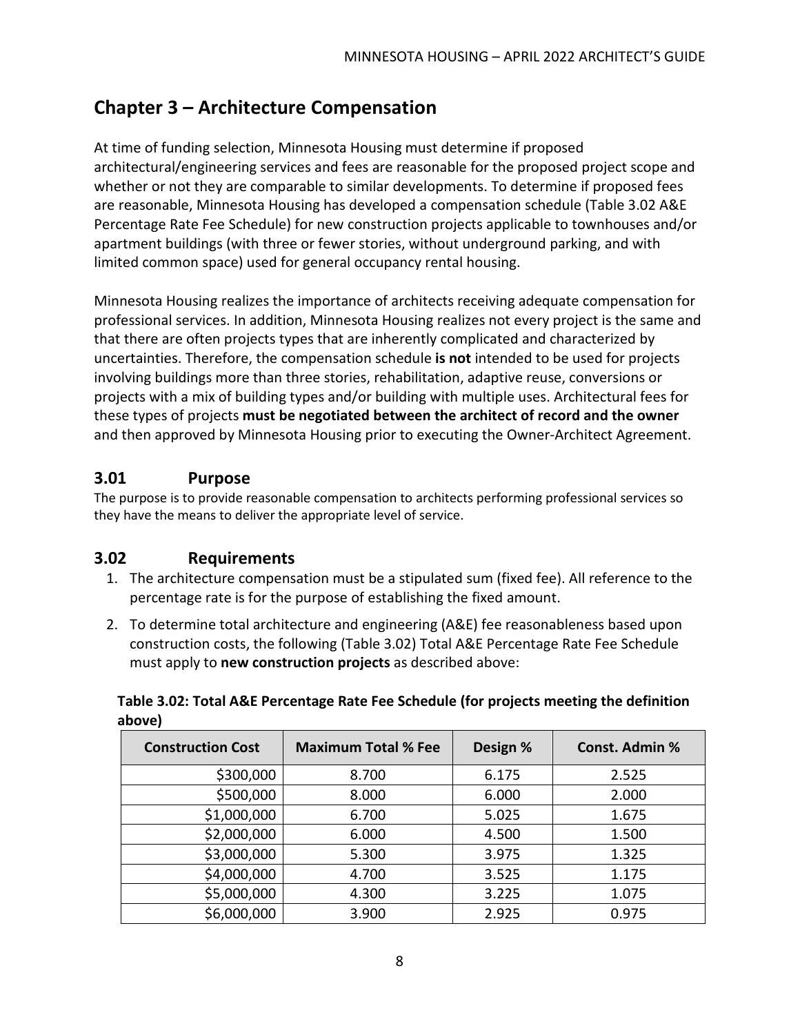## Chapter 3 – Architecture Compensation

At time of funding selection, Minnesota Housing must determine if proposed architectural/engineering services and fees are reasonable for the proposed project scope and whether or not they are comparable to similar developments. To determine if proposed fees are reasonable, Minnesota Housing has developed a compensation schedule (Table 3.02 A&E Percentage Rate Fee Schedule) for new construction projects applicable to townhouses and/or apartment buildings (with three or fewer stories, without underground parking, and with limited common space) used for general occupancy rental housing.

Minnesota Housing realizes the importance of architects receiving adequate compensation for professional services. In addition, Minnesota Housing realizes not every project is the same and that there are often projects types that are inherently complicated and characterized by uncertainties. Therefore, the compensation schedule **is not** intended to be used for projects involving buildings more than three stories, rehabilitation, adaptive reuse, conversions or projects with a mix of building types and/or building with multiple uses. Architectural fees for these types of projects **must be negotiated between the architect of record and the owner** and then approved by Minnesota Housing prior to executing the Owner-Architect Agreement.

### 3.01 Purpose

The purpose is to provide reasonable compensation to architects performing professional services so they have the means to deliver the appropriate level of service.

### 3.02 Requirements

1. The architecture compensation must be a stipulated sum (fixed fee). All reference to the percentage rate is for the purpose of establishing the fixed amount.
2. To determine total architecture and engineering (A&E) fee reasonableness based upon construction costs, the following (Table 3.02) Total A&E Percentage Rate Fee Schedule must apply to **new construction projects** as described above:

**Table 3.02: Total A&E Percentage Rate Fee Schedule (for projects meeting the definition above)**

| Construction Cost | Maximum Total % Fee | Design % | Const. Admin % |
|---|---|---|---|
| $300,000 | 8.700 | 6.175 | 2.525 |
| $500,000 | 8.000 | 6.000 | 2.000 |
| $1,000,000 | 6.700 | 5.025 | 1.675 |
| $2,000,000 | 6.000 | 4.500 | 1.500 |
| $3,000,000 | 5.300 | 3.975 | 1.325 |
| $4,000,000 | 4.700 | 3.525 | 1.175 |
| $5,000,000 | 4.300 | 3.225 | 1.075 |
| $6,000,000 | 3.900 | 2.925 | 0.975 |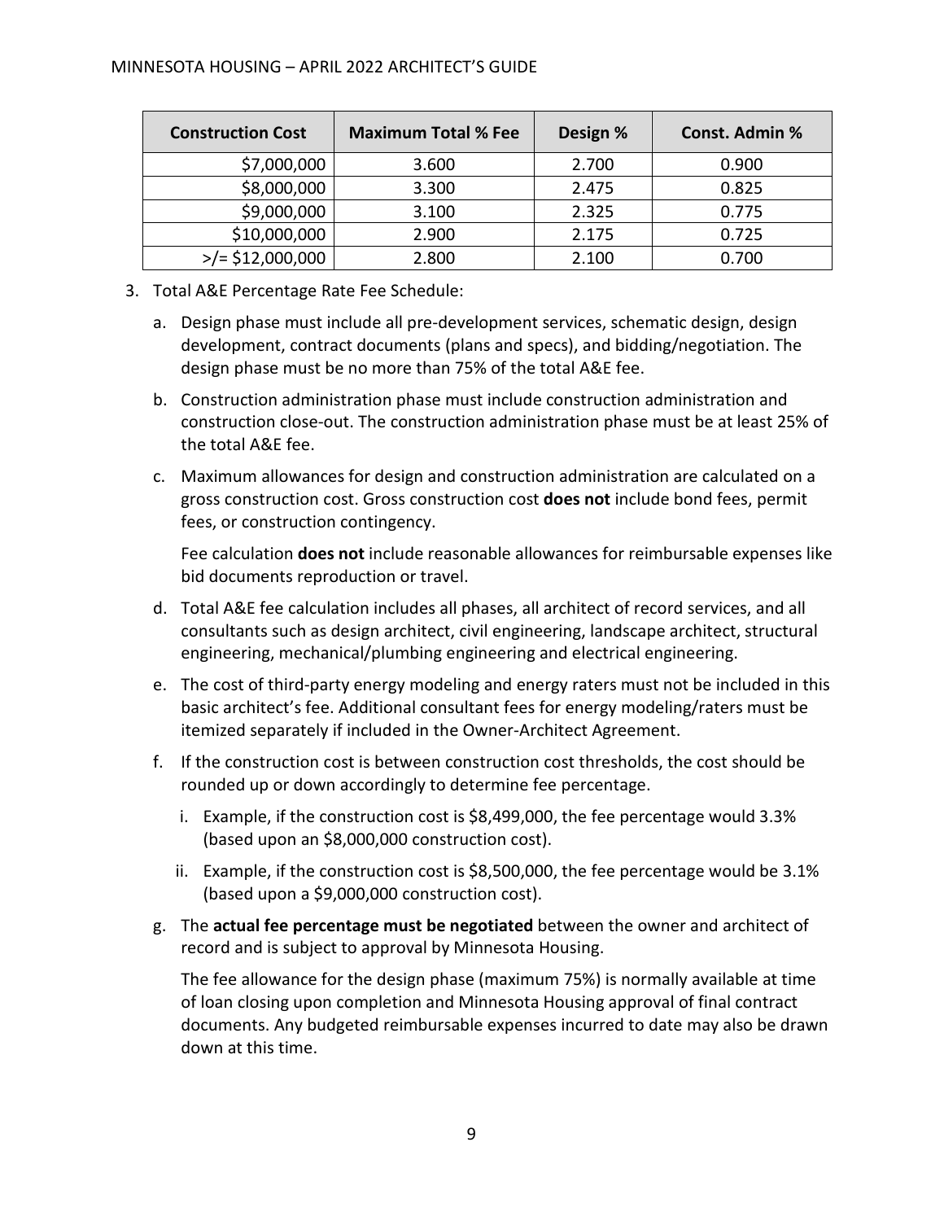| Construction Cost | Maximum Total % Fee | Design % | Const. Admin % |
|---|---|---|---|
| $7,000,000 | 3.600 | 2.700 | 0.900 |
| $8,000,000 | 3.300 | 2.475 | 0.825 |
| $9,000,000 | 3.100 | 2.325 | 0.775 |
| $10,000,000 | 2.900 | 2.175 | 0.725 |
| >/= $12,000,000 | 2.800 | 2.100 | 0.700 |

3. Total A&E Percentage Rate Fee Schedule:

   a. Design phase must include all pre-development services, schematic design, design development, contract documents (plans and specs), and bidding/negotiation. The design phase must be no more than 75% of the total A&E fee.

   b. Construction administration phase must include construction administration and construction close-out. The construction administration phase must be at least 25% of the total A&E fee.

   c. Maximum allowances for design and construction administration are calculated on a gross construction cost. Gross construction cost **does not** include bond fees, permit fees, or construction contingency.

      Fee calculation **does not** include reasonable allowances for reimbursable expenses like bid documents reproduction or travel.

   d. Total A&E fee calculation includes all phases, all architect of record services, and all consultants such as design architect, civil engineering, landscape architect, structural engineering, mechanical/plumbing engineering and electrical engineering.

   e. The cost of third-party energy modeling and energy raters must not be included in this basic architect's fee. Additional consultant fees for energy modeling/raters must be itemized separately if included in the Owner-Architect Agreement.

   f. If the construction cost is between construction cost thresholds, the cost should be rounded up or down accordingly to determine fee percentage.

      i. Example, if the construction cost is $8,499,000, the fee percentage would 3.3% (based upon an $8,000,000 construction cost).

      ii. Example, if the construction cost is $8,500,000, the fee percentage would be 3.1% (based upon a $9,000,000 construction cost).

   g. The **actual fee percentage must be negotiated** between the owner and architect of record and is subject to approval by Minnesota Housing.

      The fee allowance for the design phase (maximum 75%) is normally available at time of loan closing upon completion and Minnesota Housing approval of final contract documents. Any budgeted reimbursable expenses incurred to date may also be drawn down at this time.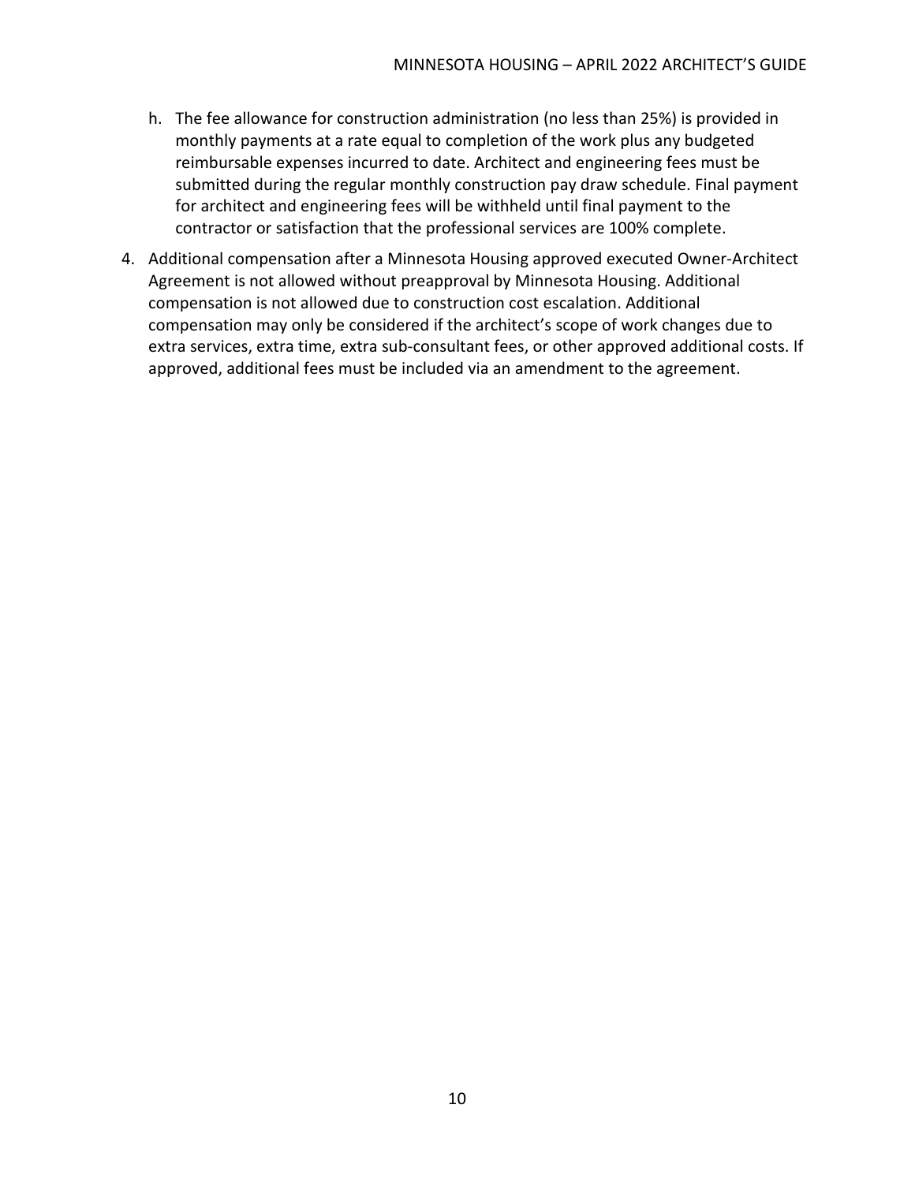h. The fee allowance for construction administration (no less than 25%) is provided in monthly payments at a rate equal to completion of the work plus any budgeted reimbursable expenses incurred to date. Architect and engineering fees must be submitted during the regular monthly construction pay draw schedule. Final payment for architect and engineering fees will be withheld until final payment to the contractor or satisfaction that the professional services are 100% complete.

4. Additional compensation after a Minnesota Housing approved executed Owner-Architect Agreement is not allowed without preapproval by Minnesota Housing. Additional compensation is not allowed due to construction cost escalation. Additional compensation may only be considered if the architect's scope of work changes due to extra services, extra time, extra sub-consultant fees, or other approved additional costs. If approved, additional fees must be included via an amendment to the agreement.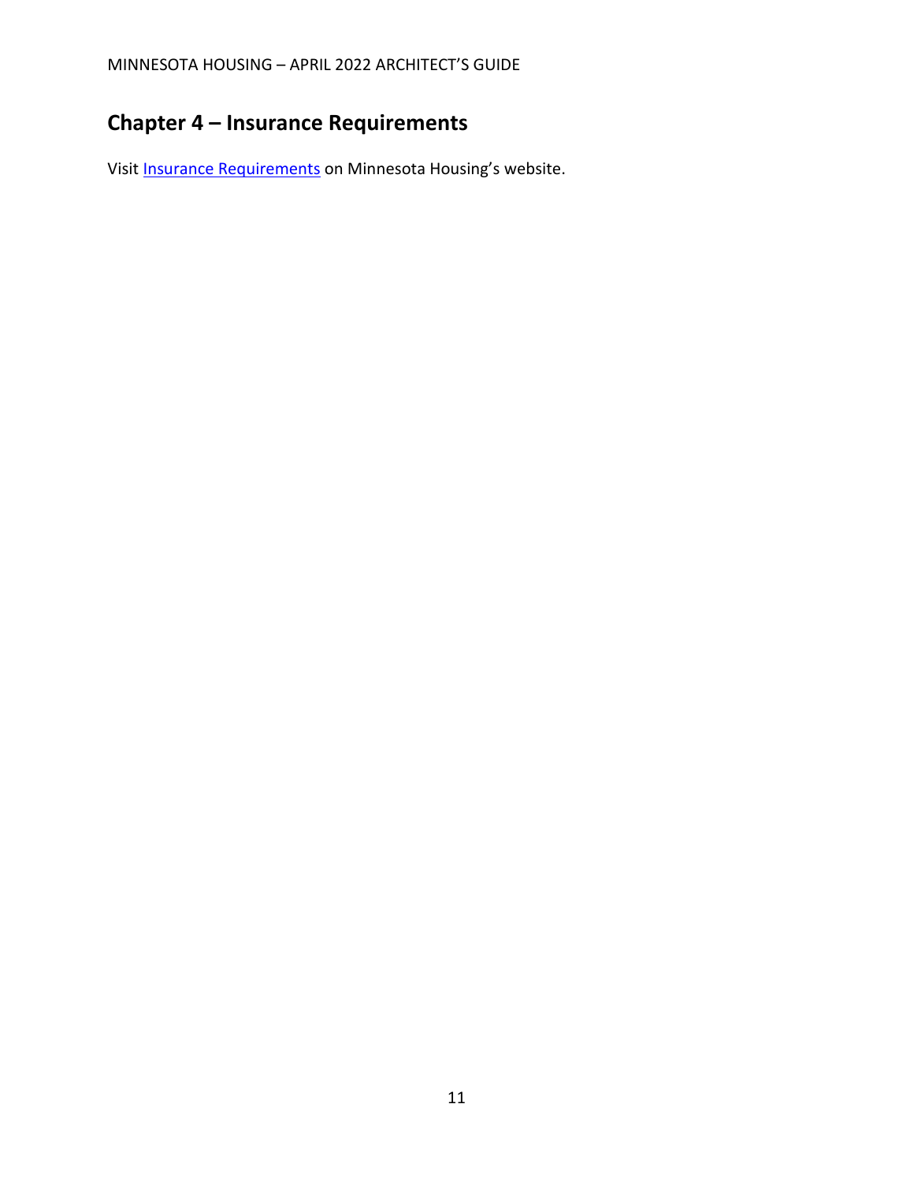# Chapter 4 – Insurance Requirements

Visit Insurance Requirements on Minnesota Housing's website.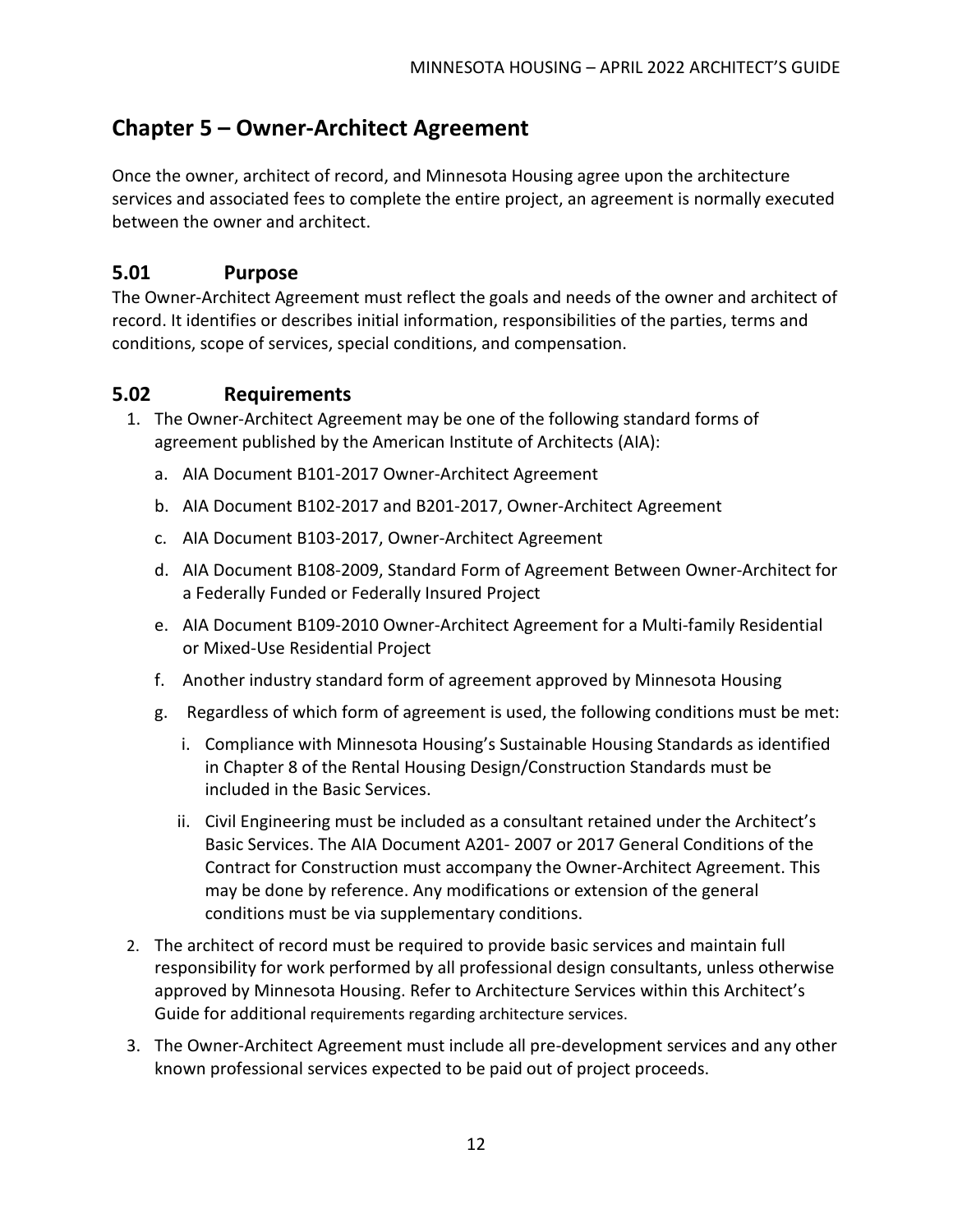# Chapter 5 – Owner-Architect Agreement

Once the owner, architect of record, and Minnesota Housing agree upon the architecture services and associated fees to complete the entire project, an agreement is normally executed between the owner and architect.

## 5.01 Purpose

The Owner-Architect Agreement must reflect the goals and needs of the owner and architect of record. It identifies or describes initial information, responsibilities of the parties, terms and conditions, scope of services, special conditions, and compensation.

## 5.02 Requirements

1. The Owner-Architect Agreement may be one of the following standard forms of agreement published by the American Institute of Architects (AIA):
   a. AIA Document B101-2017 Owner-Architect Agreement
   b. AIA Document B102-2017 and B201-2017, Owner-Architect Agreement
   c. AIA Document B103-2017, Owner-Architect Agreement
   d. AIA Document B108-2009, Standard Form of Agreement Between Owner-Architect for a Federally Funded or Federally Insured Project
   e. AIA Document B109-2010 Owner-Architect Agreement for a Multi-family Residential or Mixed-Use Residential Project
   f. Another industry standard form of agreement approved by Minnesota Housing
   g. Regardless of which form of agreement is used, the following conditions must be met:
      i. Compliance with Minnesota Housing's Sustainable Housing Standards as identified in Chapter 8 of the Rental Housing Design/Construction Standards must be included in the Basic Services.
      ii. Civil Engineering must be included as a consultant retained under the Architect's Basic Services. The AIA Document A201- 2007 or 2017 General Conditions of the Contract for Construction must accompany the Owner-Architect Agreement. This may be done by reference. Any modifications or extension of the general conditions must be via supplementary conditions.
2. The architect of record must be required to provide basic services and maintain full responsibility for work performed by all professional design consultants, unless otherwise approved by Minnesota Housing. Refer to Architecture Services within this Architect's Guide for additional requirements regarding architecture services.
3. The Owner-Architect Agreement must include all pre-development services and any other known professional services expected to be paid out of project proceeds.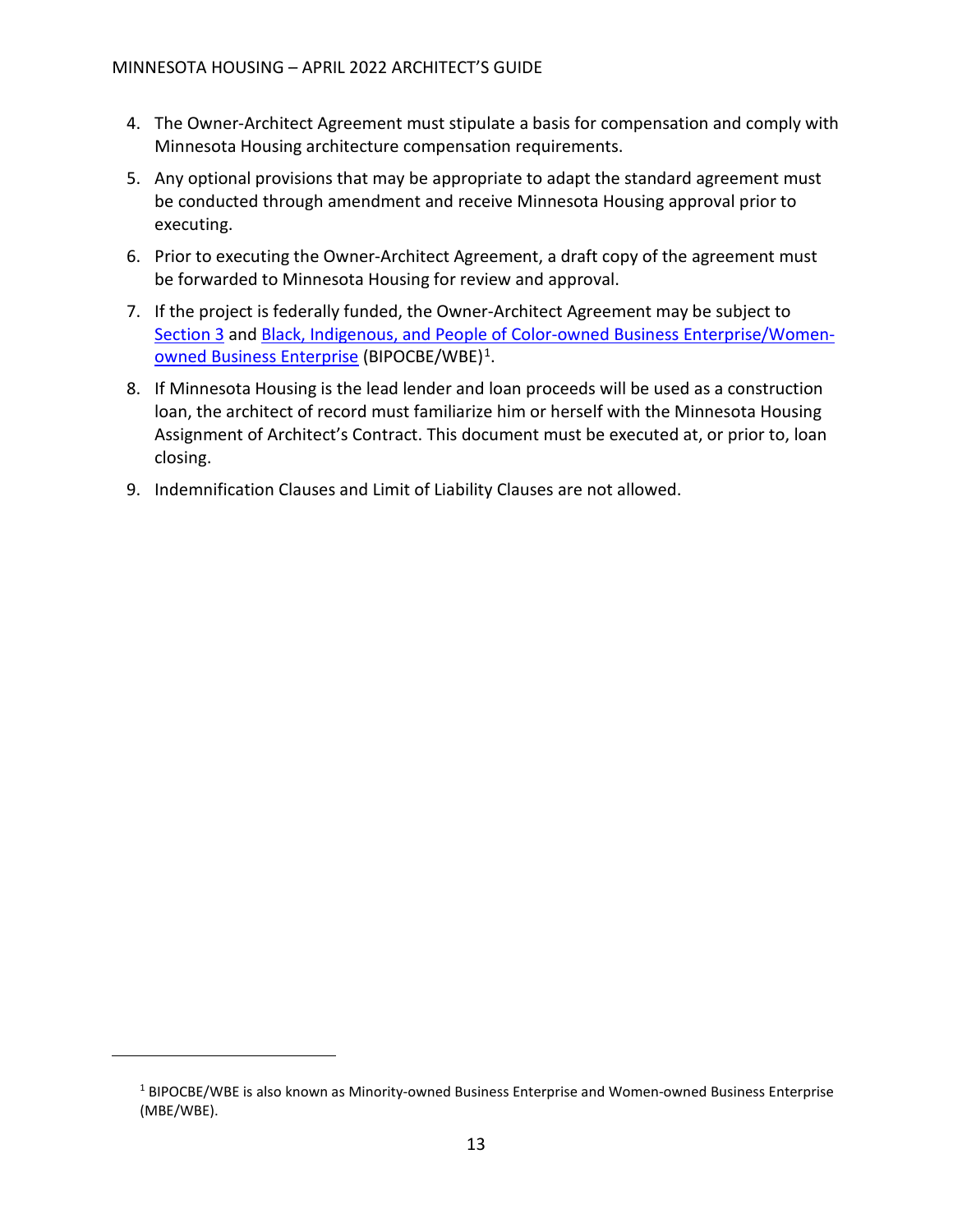4. The Owner-Architect Agreement must stipulate a basis for compensation and comply with Minnesota Housing architecture compensation requirements.
5. Any optional provisions that may be appropriate to adapt the standard agreement must be conducted through amendment and receive Minnesota Housing approval prior to executing.
6. Prior to executing the Owner-Architect Agreement, a draft copy of the agreement must be forwarded to Minnesota Housing for review and approval.
7. If the project is federally funded, the Owner-Architect Agreement may be subject to Section 3 and Black, Indigenous, and People of Color-owned Business Enterprise/Women-owned Business Enterprise (BIPOCBE/WBE)[1].
8. If Minnesota Housing is the lead lender and loan proceeds will be used as a construction loan, the architect of record must familiarize him or herself with the Minnesota Housing Assignment of Architect's Contract. This document must be executed at, or prior to, loan closing.
9. Indemnification Clauses and Limit of Liability Clauses are not allowed.

[1] BIPOCBE/WBE is also known as Minority-owned Business Enterprise and Women-owned Business Enterprise (MBE/WBE).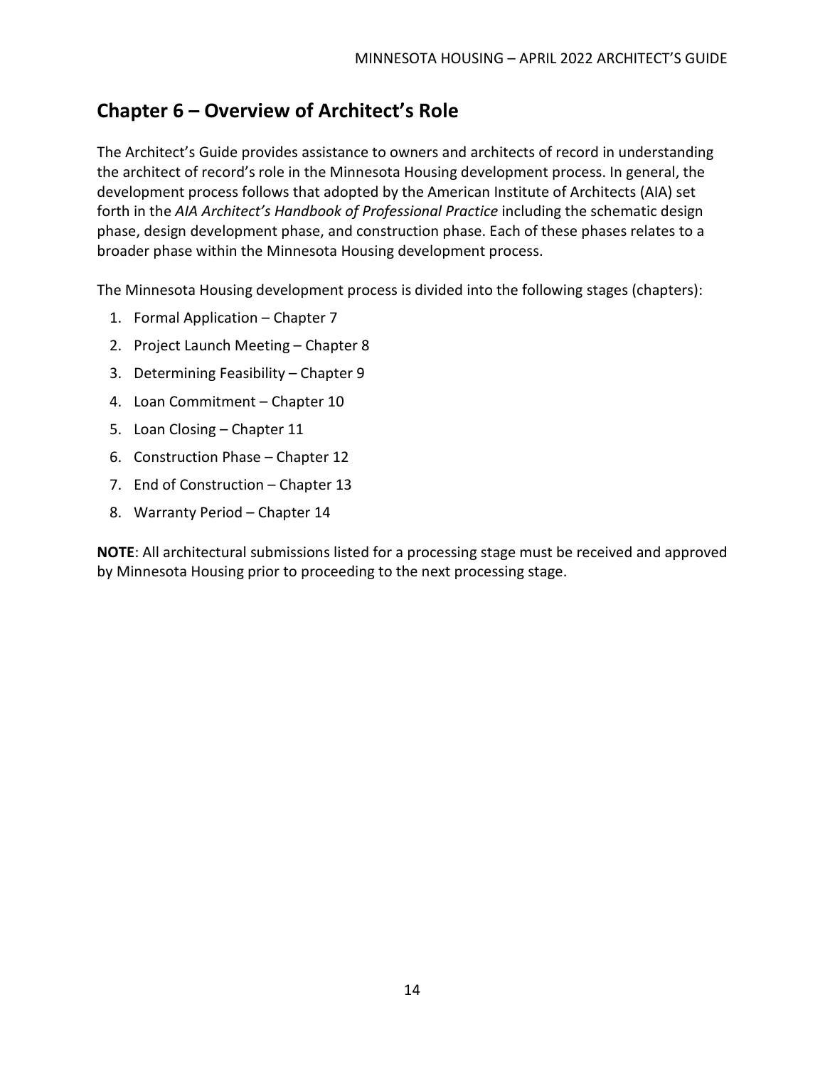## Chapter 6 – Overview of Architect's Role

The Architect's Guide provides assistance to owners and architects of record in understanding the architect of record's role in the Minnesota Housing development process. In general, the development process follows that adopted by the American Institute of Architects (AIA) set forth in the *AIA Architect's Handbook of Professional Practice* including the schematic design phase, design development phase, and construction phase. Each of these phases relates to a broader phase within the Minnesota Housing development process.

The Minnesota Housing development process is divided into the following stages (chapters):

1. Formal Application – Chapter 7
2. Project Launch Meeting – Chapter 8
3. Determining Feasibility – Chapter 9
4. Loan Commitment – Chapter 10
5. Loan Closing – Chapter 11
6. Construction Phase – Chapter 12
7. End of Construction – Chapter 13
8. Warranty Period – Chapter 14

**NOTE**: All architectural submissions listed for a processing stage must be received and approved by Minnesota Housing prior to proceeding to the next processing stage.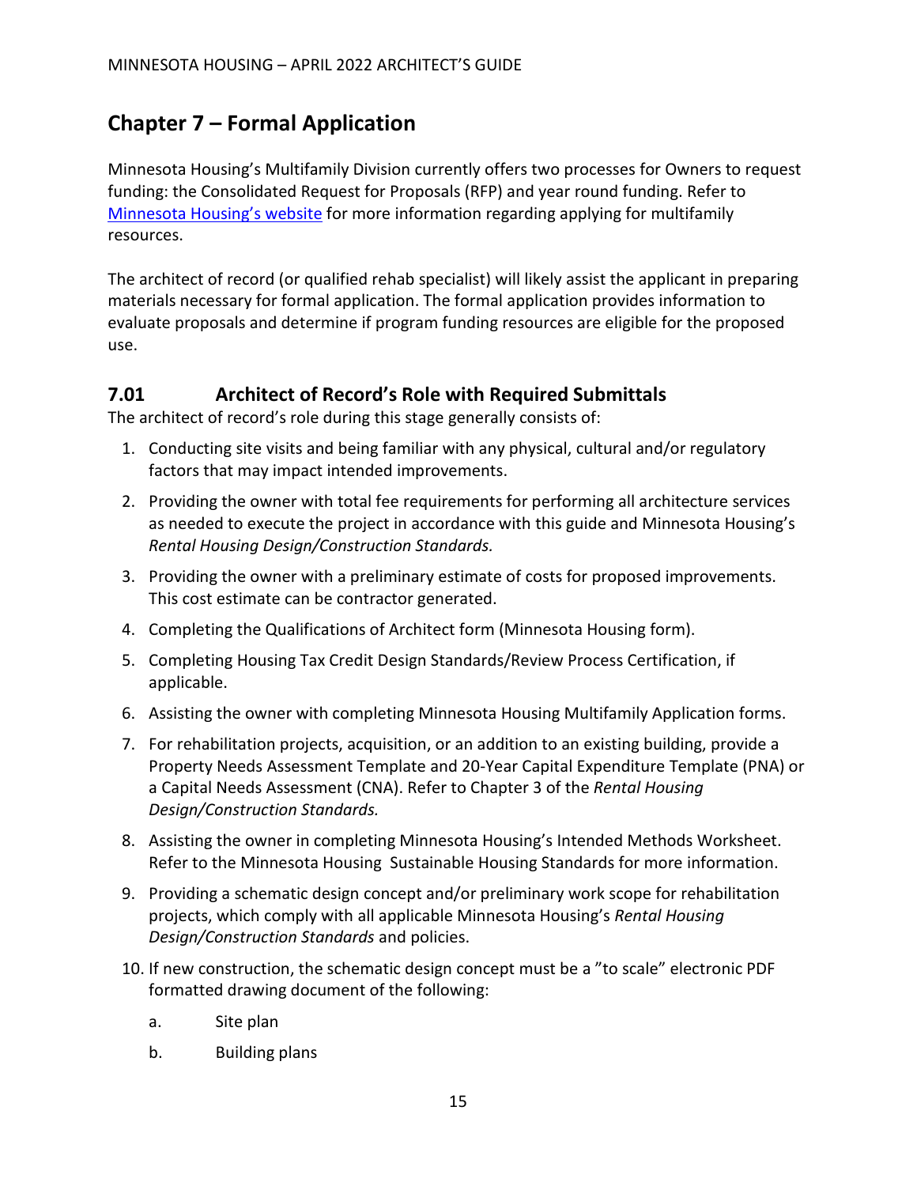## Chapter 7 – Formal Application

Minnesota Housing's Multifamily Division currently offers two processes for Owners to request funding: the Consolidated Request for Proposals (RFP) and year round funding. Refer to [Minnesota Housing's website](#) for more information regarding applying for multifamily resources.

The architect of record (or qualified rehab specialist) will likely assist the applicant in preparing materials necessary for formal application. The formal application provides information to evaluate proposals and determine if program funding resources are eligible for the proposed use.

### 7.01 Architect of Record's Role with Required Submittals

The architect of record's role during this stage generally consists of:

1. Conducting site visits and being familiar with any physical, cultural and/or regulatory factors that may impact intended improvements.
2. Providing the owner with total fee requirements for performing all architecture services as needed to execute the project in accordance with this guide and Minnesota Housing's *Rental Housing Design/Construction Standards.*
3. Providing the owner with a preliminary estimate of costs for proposed improvements. This cost estimate can be contractor generated.
4. Completing the Qualifications of Architect form (Minnesota Housing form).
5. Completing Housing Tax Credit Design Standards/Review Process Certification, if applicable.
6. Assisting the owner with completing Minnesota Housing Multifamily Application forms.
7. For rehabilitation projects, acquisition, or an addition to an existing building, provide a Property Needs Assessment Template and 20-Year Capital Expenditure Template (PNA) or a Capital Needs Assessment (CNA). Refer to Chapter 3 of the *Rental Housing Design/Construction Standards.*
8. Assisting the owner in completing Minnesota Housing's Intended Methods Worksheet. Refer to the Minnesota Housing Sustainable Housing Standards for more information.
9. Providing a schematic design concept and/or preliminary work scope for rehabilitation projects, which comply with all applicable Minnesota Housing's *Rental Housing Design/Construction Standards* and policies.
10. If new construction, the schematic design concept must be a "to scale" electronic PDF formatted drawing document of the following:
    a. Site plan
    b. Building plans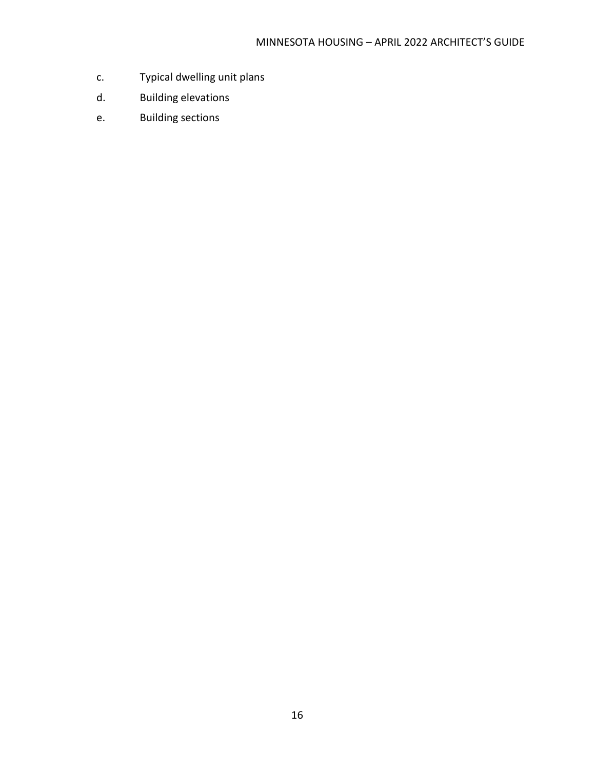c. Typical dwelling unit plans

d. Building elevations

e. Building sections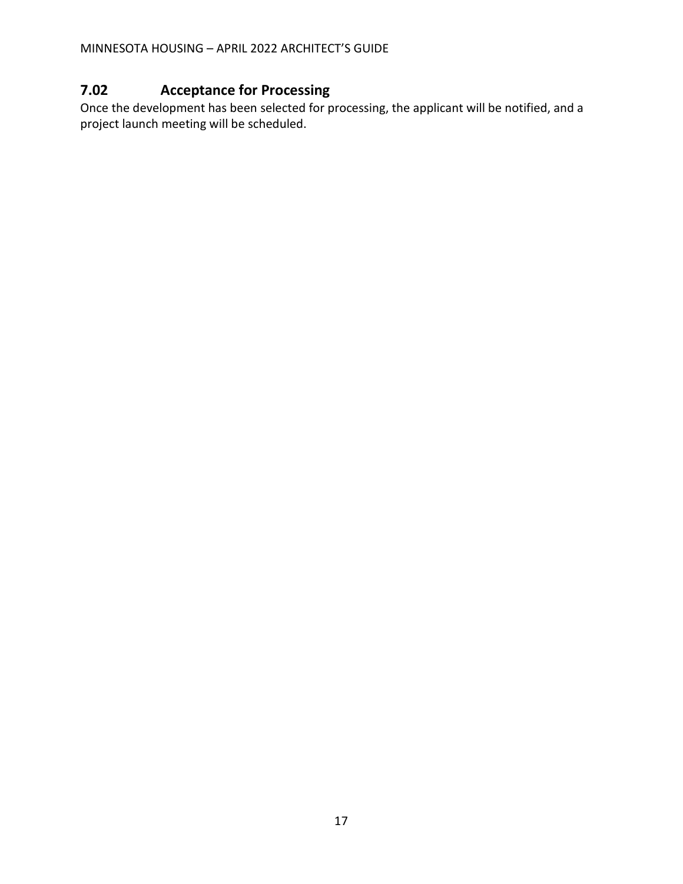## 7.02 Acceptance for Processing

Once the development has been selected for processing, the applicant will be notified, and a project launch meeting will be scheduled.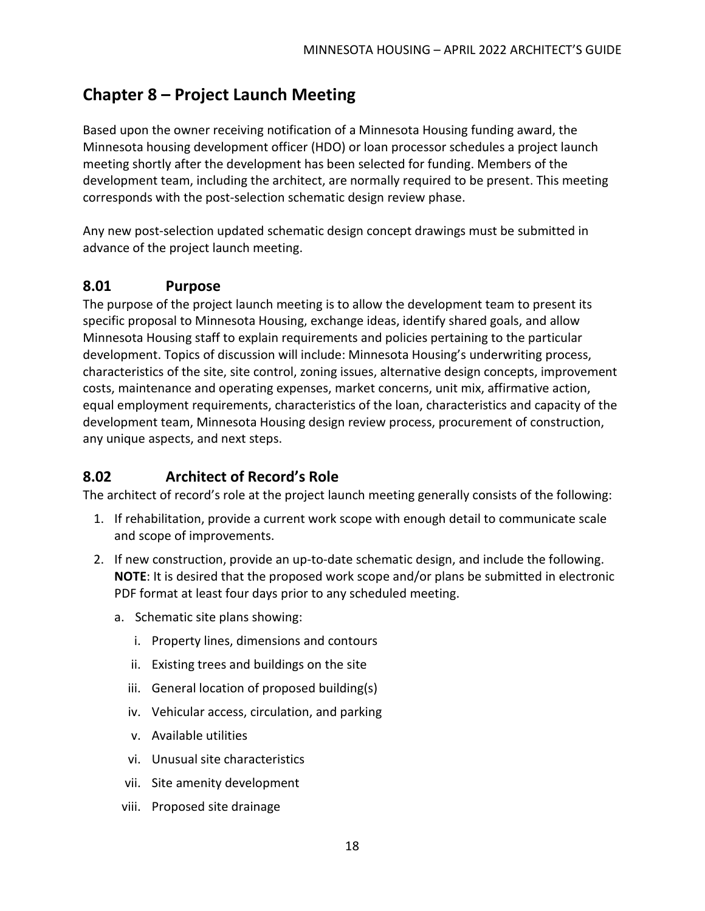## Chapter 8 – Project Launch Meeting

Based upon the owner receiving notification of a Minnesota Housing funding award, the Minnesota housing development officer (HDO) or loan processor schedules a project launch meeting shortly after the development has been selected for funding. Members of the development team, including the architect, are normally required to be present. This meeting corresponds with the post-selection schematic design review phase.

Any new post-selection updated schematic design concept drawings must be submitted in advance of the project launch meeting.

### 8.01 Purpose

The purpose of the project launch meeting is to allow the development team to present its specific proposal to Minnesota Housing, exchange ideas, identify shared goals, and allow Minnesota Housing staff to explain requirements and policies pertaining to the particular development. Topics of discussion will include: Minnesota Housing's underwriting process, characteristics of the site, site control, zoning issues, alternative design concepts, improvement costs, maintenance and operating expenses, market concerns, unit mix, affirmative action, equal employment requirements, characteristics of the loan, characteristics and capacity of the development team, Minnesota Housing design review process, procurement of construction, any unique aspects, and next steps.

### 8.02 Architect of Record's Role

The architect of record's role at the project launch meeting generally consists of the following:

1. If rehabilitation, provide a current work scope with enough detail to communicate scale and scope of improvements.
2. If new construction, provide an up-to-date schematic design, and include the following. **NOTE**: It is desired that the proposed work scope and/or plans be submitted in electronic PDF format at least four days prior to any scheduled meeting.
   a. Schematic site plans showing:
      i. Property lines, dimensions and contours
      ii. Existing trees and buildings on the site
      iii. General location of proposed building(s)
      iv. Vehicular access, circulation, and parking
      v. Available utilities
      vi. Unusual site characteristics
      vii. Site amenity development
      viii. Proposed site drainage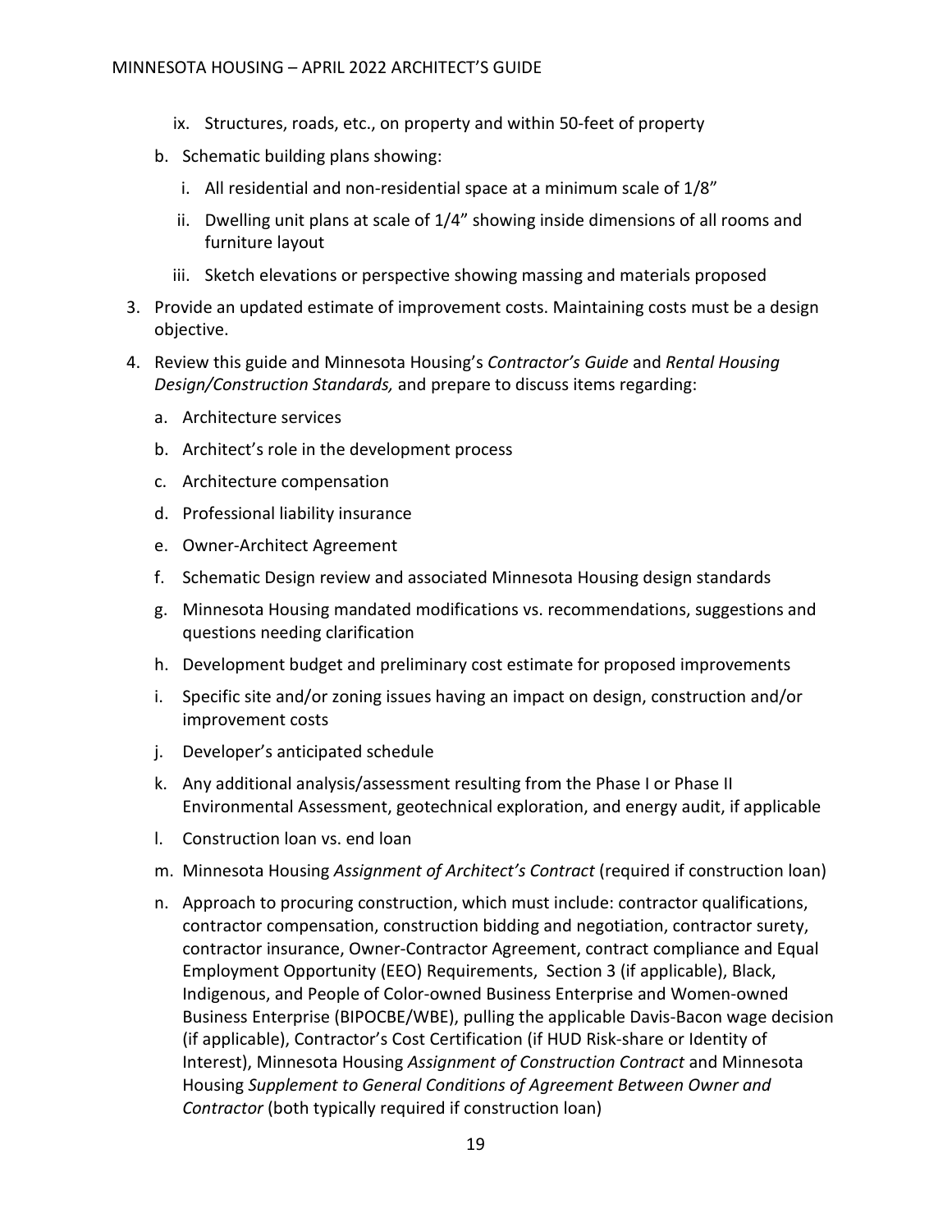ix. Structures, roads, etc., on property and within 50-feet of property

b. Schematic building plans showing:

   i. All residential and non-residential space at a minimum scale of 1/8"

   ii. Dwelling unit plans at scale of 1/4" showing inside dimensions of all rooms and furniture layout

   iii. Sketch elevations or perspective showing massing and materials proposed

3. Provide an updated estimate of improvement costs. Maintaining costs must be a design objective.

4. Review this guide and Minnesota Housing's *Contractor's Guide* and *Rental Housing Design/Construction Standards,* and prepare to discuss items regarding:

   a. Architecture services

   b. Architect's role in the development process

   c. Architecture compensation

   d. Professional liability insurance

   e. Owner-Architect Agreement

   f. Schematic Design review and associated Minnesota Housing design standards

   g. Minnesota Housing mandated modifications vs. recommendations, suggestions and questions needing clarification

   h. Development budget and preliminary cost estimate for proposed improvements

   i. Specific site and/or zoning issues having an impact on design, construction and/or improvement costs

   j. Developer's anticipated schedule

   k. Any additional analysis/assessment resulting from the Phase I or Phase II Environmental Assessment, geotechnical exploration, and energy audit, if applicable

   l. Construction loan vs. end loan

   m. Minnesota Housing *Assignment of Architect's Contract* (required if construction loan)

   n. Approach to procuring construction, which must include: contractor qualifications, contractor compensation, construction bidding and negotiation, contractor surety, contractor insurance, Owner-Contractor Agreement, contract compliance and Equal Employment Opportunity (EEO) Requirements, Section 3 (if applicable), Black, Indigenous, and People of Color-owned Business Enterprise and Women-owned Business Enterprise (BIPOCBE/WBE), pulling the applicable Davis-Bacon wage decision (if applicable), Contractor's Cost Certification (if HUD Risk-share or Identity of Interest), Minnesota Housing *Assignment of Construction Contract* and Minnesota Housing *Supplement to General Conditions of Agreement Between Owner and Contractor* (both typically required if construction loan)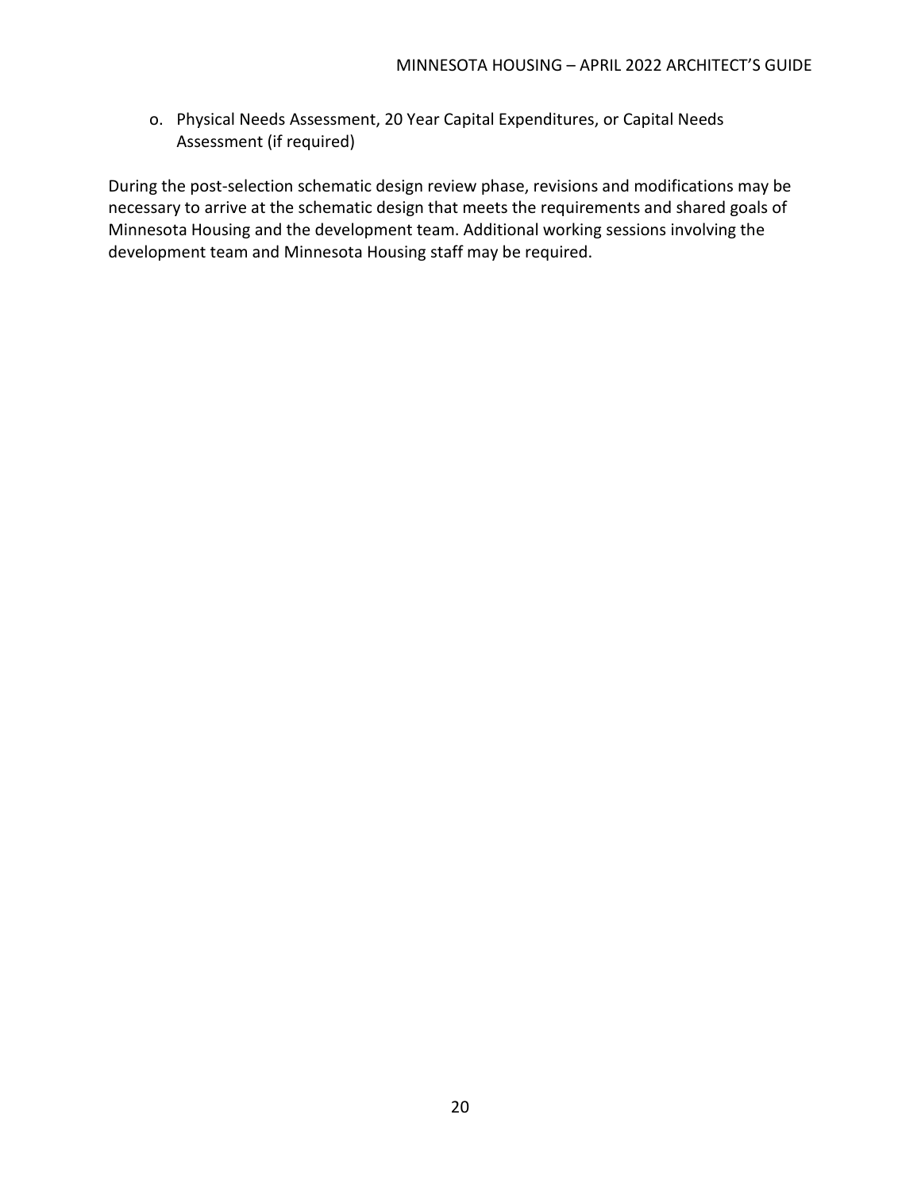o. Physical Needs Assessment, 20 Year Capital Expenditures, or Capital Needs Assessment (if required)

During the post-selection schematic design review phase, revisions and modifications may be necessary to arrive at the schematic design that meets the requirements and shared goals of Minnesota Housing and the development team. Additional working sessions involving the development team and Minnesota Housing staff may be required.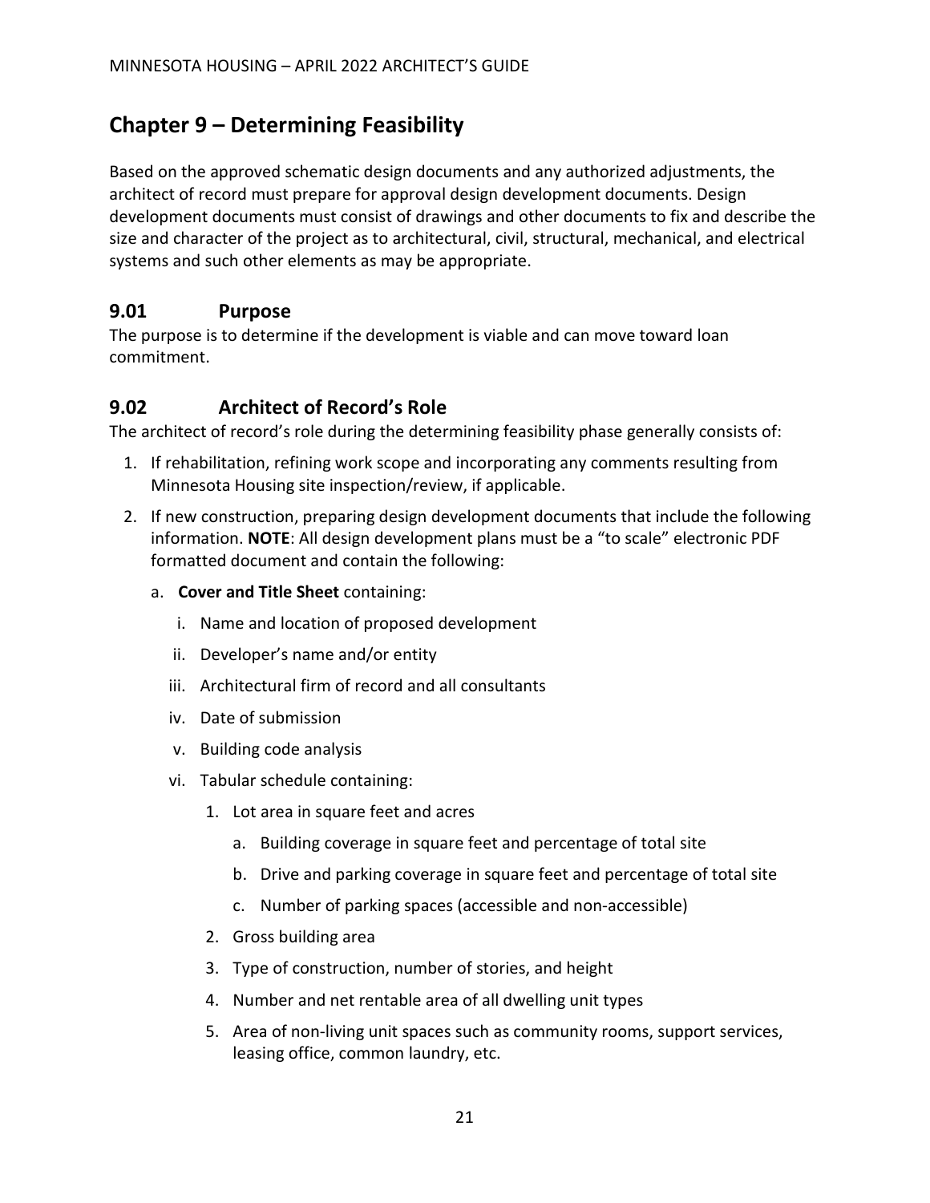# Chapter 9 – Determining Feasibility

Based on the approved schematic design documents and any authorized adjustments, the architect of record must prepare for approval design development documents. Design development documents must consist of drawings and other documents to fix and describe the size and character of the project as to architectural, civil, structural, mechanical, and electrical systems and such other elements as may be appropriate.

## 9.01 Purpose

The purpose is to determine if the development is viable and can move toward loan commitment.

## 9.02 Architect of Record's Role

The architect of record's role during the determining feasibility phase generally consists of:

1. If rehabilitation, refining work scope and incorporating any comments resulting from Minnesota Housing site inspection/review, if applicable.
2. If new construction, preparing design development documents that include the following information. **NOTE**: All design development plans must be a "to scale" electronic PDF formatted document and contain the following:
   a. **Cover and Title Sheet** containing:
      i. Name and location of proposed development
      ii. Developer's name and/or entity
      iii. Architectural firm of record and all consultants
      iv. Date of submission
      v. Building code analysis
      vi. Tabular schedule containing:
         1. Lot area in square feet and acres
            a. Building coverage in square feet and percentage of total site
            b. Drive and parking coverage in square feet and percentage of total site
            c. Number of parking spaces (accessible and non-accessible)
         2. Gross building area
         3. Type of construction, number of stories, and height
         4. Number and net rentable area of all dwelling unit types
         5. Area of non-living unit spaces such as community rooms, support services, leasing office, common laundry, etc.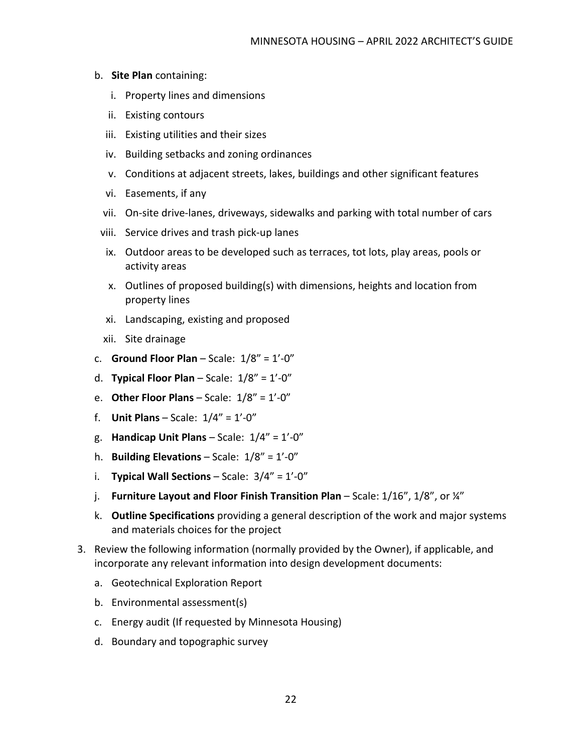b. **Site Plan** containing:
   i. Property lines and dimensions
   ii. Existing contours
   iii. Existing utilities and their sizes
   iv. Building setbacks and zoning ordinances
   v. Conditions at adjacent streets, lakes, buildings and other significant features
   vi. Easements, if any
   vii. On-site drive-lanes, driveways, sidewalks and parking with total number of cars
   viii. Service drives and trash pick-up lanes
   ix. Outdoor areas to be developed such as terraces, tot lots, play areas, pools or activity areas
   x. Outlines of proposed building(s) with dimensions, heights and location from property lines
   xi. Landscaping, existing and proposed
   xii. Site drainage

c. **Ground Floor Plan** – Scale: 1/8" = 1'-0"

d. **Typical Floor Plan** – Scale: 1/8" = 1'-0"

e. **Other Floor Plans** – Scale: 1/8" = 1'-0"

f. **Unit Plans** – Scale: 1/4" = 1'-0"

g. **Handicap Unit Plans** – Scale: 1/4" = 1'-0"

h. **Building Elevations** – Scale: 1/8" = 1'-0"

i. **Typical Wall Sections** – Scale: 3/4" = 1'-0"

j. **Furniture Layout and Floor Finish Transition Plan** – Scale: 1/16", 1/8", or ¼"

k. **Outline Specifications** providing a general description of the work and major systems and materials choices for the project

3. Review the following information (normally provided by the Owner), if applicable, and incorporate any relevant information into design development documents:
   a. Geotechnical Exploration Report
   b. Environmental assessment(s)
   c. Energy audit (If requested by Minnesota Housing)
   d. Boundary and topographic survey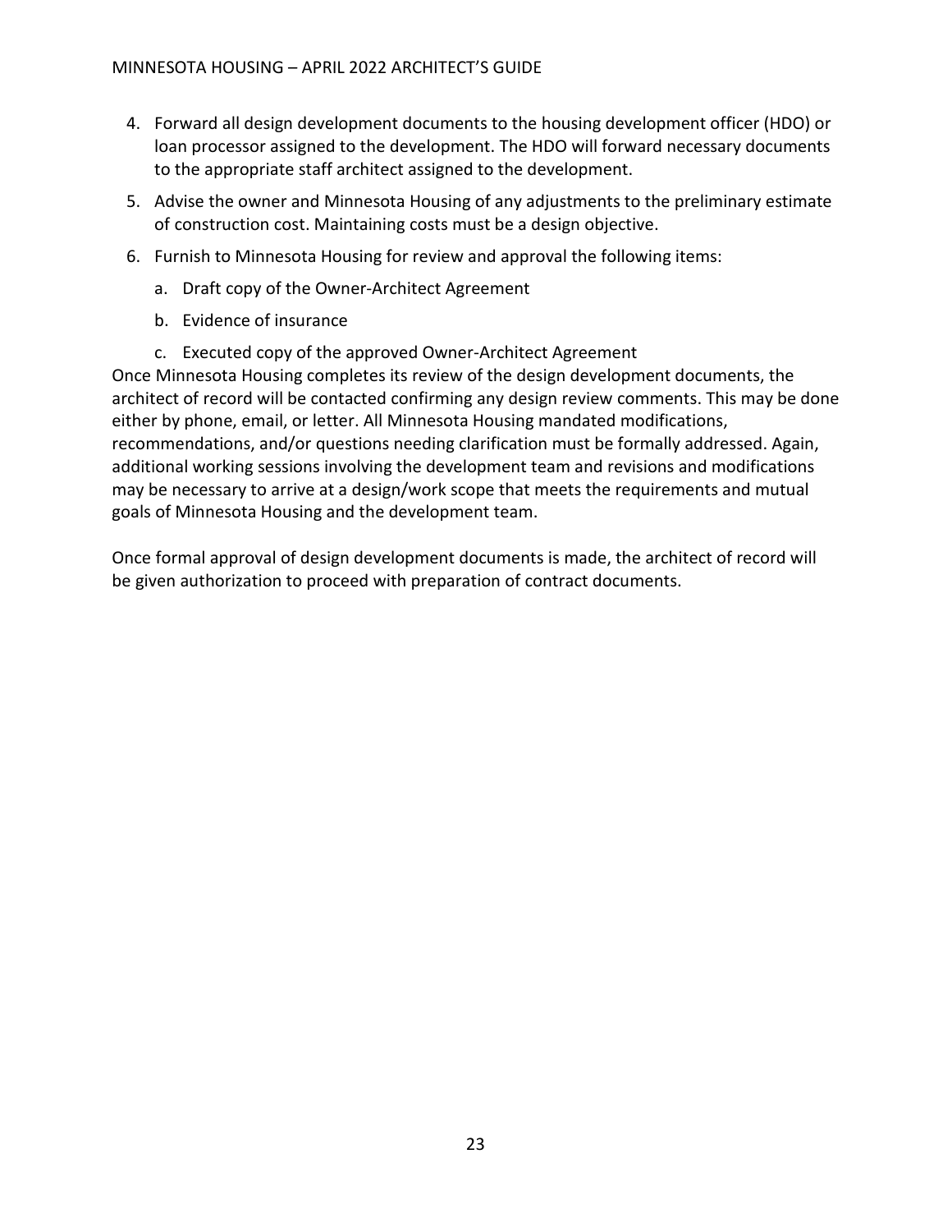4. Forward all design development documents to the housing development officer (HDO) or loan processor assigned to the development. The HDO will forward necessary documents to the appropriate staff architect assigned to the development.
5. Advise the owner and Minnesota Housing of any adjustments to the preliminary estimate of construction cost. Maintaining costs must be a design objective.
6. Furnish to Minnesota Housing for review and approval the following items:
   a. Draft copy of the Owner-Architect Agreement
   b. Evidence of insurance
   c. Executed copy of the approved Owner-Architect Agreement

Once Minnesota Housing completes its review of the design development documents, the architect of record will be contacted confirming any design review comments. This may be done either by phone, email, or letter. All Minnesota Housing mandated modifications, recommendations, and/or questions needing clarification must be formally addressed. Again, additional working sessions involving the development team and revisions and modifications may be necessary to arrive at a design/work scope that meets the requirements and mutual goals of Minnesota Housing and the development team.

Once formal approval of design development documents is made, the architect of record will be given authorization to proceed with preparation of contract documents.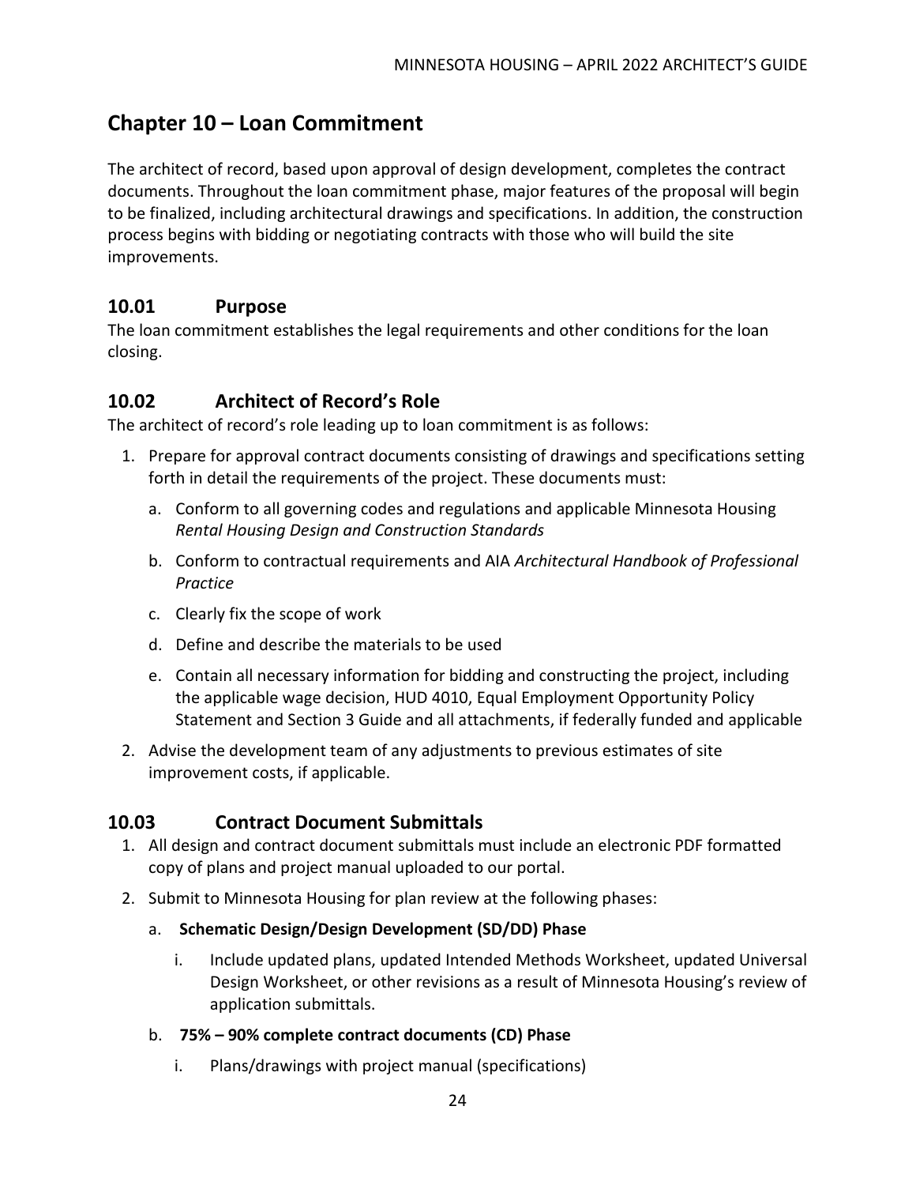# Chapter 10 – Loan Commitment

The architect of record, based upon approval of design development, completes the contract documents. Throughout the loan commitment phase, major features of the proposal will begin to be finalized, including architectural drawings and specifications. In addition, the construction process begins with bidding or negotiating contracts with those who will build the site improvements.

## 10.01 Purpose

The loan commitment establishes the legal requirements and other conditions for the loan closing.

## 10.02 Architect of Record's Role

The architect of record's role leading up to loan commitment is as follows:

1. Prepare for approval contract documents consisting of drawings and specifications setting forth in detail the requirements of the project. These documents must:
   a. Conform to all governing codes and regulations and applicable Minnesota Housing *Rental Housing Design and Construction Standards*
   b. Conform to contractual requirements and AIA *Architectural Handbook of Professional Practice*
   c. Clearly fix the scope of work
   d. Define and describe the materials to be used
   e. Contain all necessary information for bidding and constructing the project, including the applicable wage decision, HUD 4010, Equal Employment Opportunity Policy Statement and Section 3 Guide and all attachments, if federally funded and applicable
2. Advise the development team of any adjustments to previous estimates of site improvement costs, if applicable.

## 10.03 Contract Document Submittals

1. All design and contract document submittals must include an electronic PDF formatted copy of plans and project manual uploaded to our portal.
2. Submit to Minnesota Housing for plan review at the following phases:
   a. **Schematic Design/Design Development (SD/DD) Phase**
      i. Include updated plans, updated Intended Methods Worksheet, updated Universal Design Worksheet, or other revisions as a result of Minnesota Housing's review of application submittals.
   b. **75% – 90% complete contract documents (CD) Phase**
      i. Plans/drawings with project manual (specifications)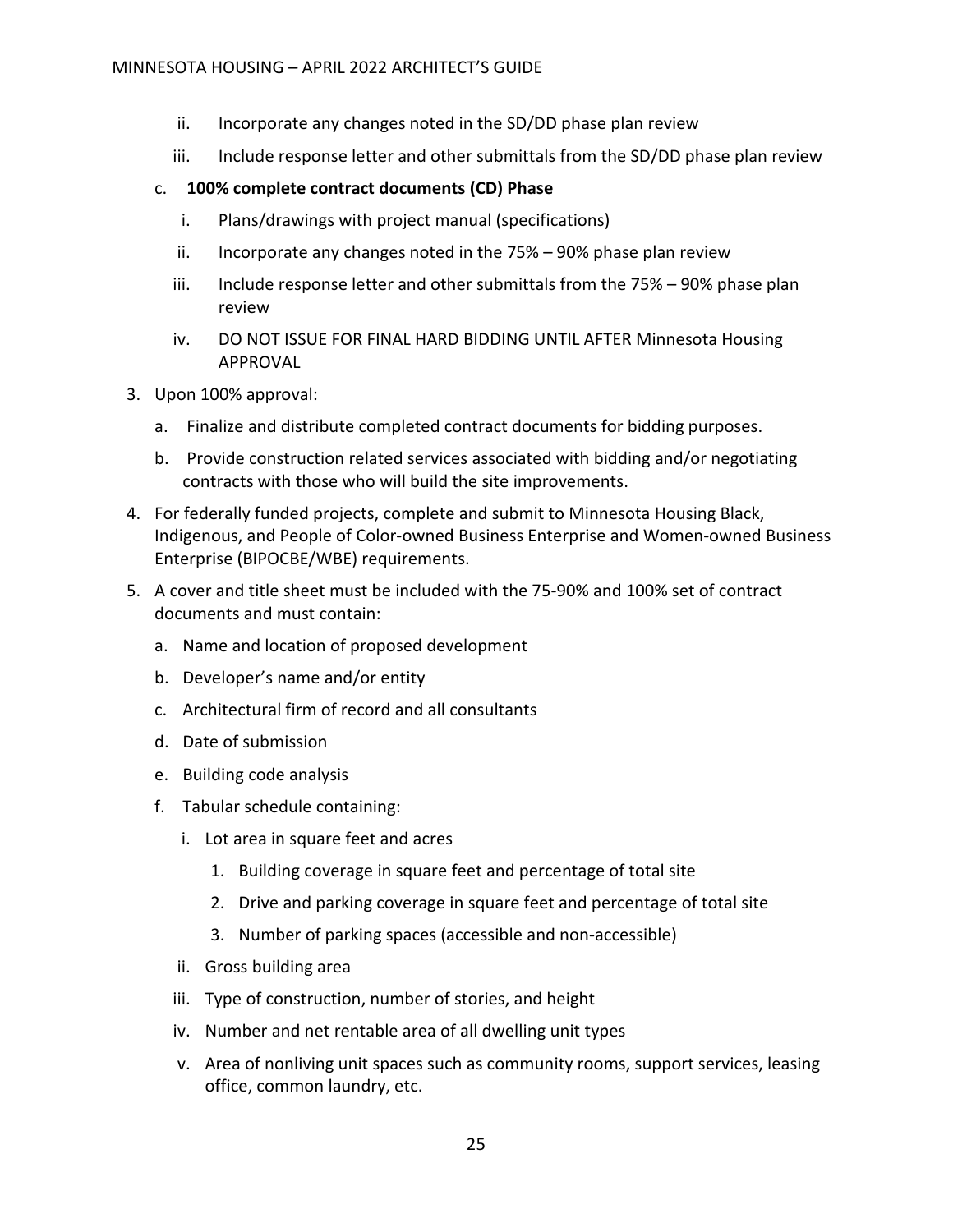ii. Incorporate any changes noted in the SD/DD phase plan review
   iii. Include response letter and other submittals from the SD/DD phase plan review

c. **100% complete contract documents (CD) Phase**
   i. Plans/drawings with project manual (specifications)
   ii. Incorporate any changes noted in the 75% – 90% phase plan review
   iii. Include response letter and other submittals from the 75% – 90% phase plan review
   iv. DO NOT ISSUE FOR FINAL HARD BIDDING UNTIL AFTER Minnesota Housing APPROVAL

3. Upon 100% approval:
   a. Finalize and distribute completed contract documents for bidding purposes.
   b. Provide construction related services associated with bidding and/or negotiating contracts with those who will build the site improvements.
4. For federally funded projects, complete and submit to Minnesota Housing Black, Indigenous, and People of Color-owned Business Enterprise and Women-owned Business Enterprise (BIPOCBE/WBE) requirements.
5. A cover and title sheet must be included with the 75-90% and 100% set of contract documents and must contain:
   a. Name and location of proposed development
   b. Developer's name and/or entity
   c. Architectural firm of record and all consultants
   d. Date of submission
   e. Building code analysis
   f. Tabular schedule containing:
      i. Lot area in square feet and acres
         1. Building coverage in square feet and percentage of total site
         2. Drive and parking coverage in square feet and percentage of total site
         3. Number of parking spaces (accessible and non-accessible)
      ii. Gross building area
      iii. Type of construction, number of stories, and height
      iv. Number and net rentable area of all dwelling unit types
      v. Area of nonliving unit spaces such as community rooms, support services, leasing office, common laundry, etc.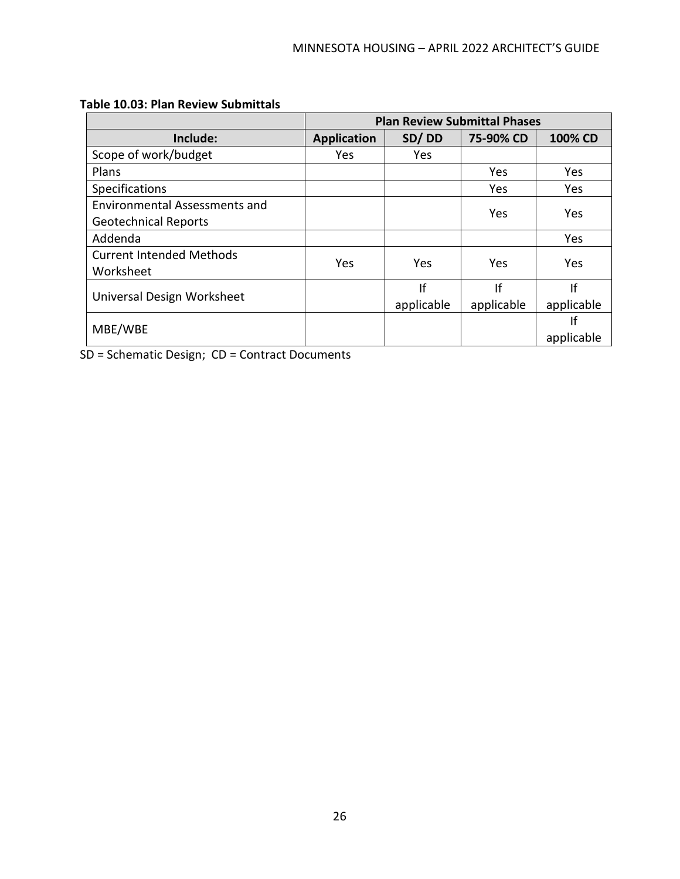**Table 10.03: Plan Review Submittals**

| | Plan Review Submittal Phases | | | |
|---|---|---|---|---|
| **Include:** | **Application** | **SD/ DD** | **75-90% CD** | **100% CD** |
| Scope of work/budget | Yes | Yes | | |
| Plans | | | Yes | Yes |
| Specifications | | | Yes | Yes |
| Environmental Assessments and Geotechnical Reports | | | Yes | Yes |
| Addenda | | | | Yes |
| Current Intended Methods Worksheet | Yes | Yes | Yes | Yes |
| Universal Design Worksheet | | If applicable | If applicable | If applicable |
| MBE/WBE | | | | If applicable |

SD = Schematic Design; CD = Contract Documents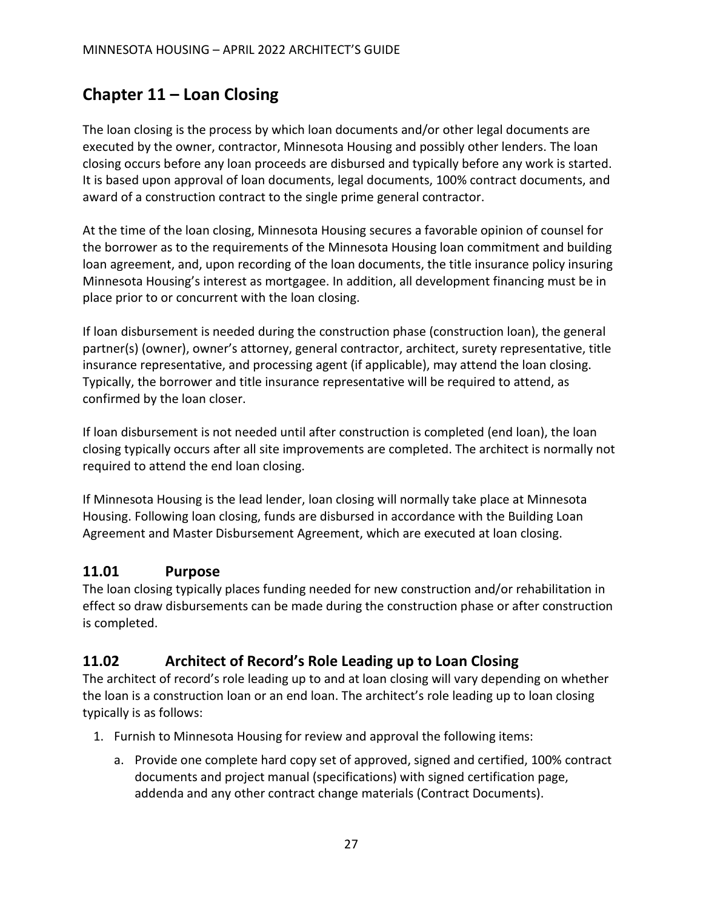# Chapter 11 – Loan Closing

The loan closing is the process by which loan documents and/or other legal documents are executed by the owner, contractor, Minnesota Housing and possibly other lenders. The loan closing occurs before any loan proceeds are disbursed and typically before any work is started. It is based upon approval of loan documents, legal documents, 100% contract documents, and award of a construction contract to the single prime general contractor.

At the time of the loan closing, Minnesota Housing secures a favorable opinion of counsel for the borrower as to the requirements of the Minnesota Housing loan commitment and building loan agreement, and, upon recording of the loan documents, the title insurance policy insuring Minnesota Housing's interest as mortgagee. In addition, all development financing must be in place prior to or concurrent with the loan closing.

If loan disbursement is needed during the construction phase (construction loan), the general partner(s) (owner), owner's attorney, general contractor, architect, surety representative, title insurance representative, and processing agent (if applicable), may attend the loan closing. Typically, the borrower and title insurance representative will be required to attend, as confirmed by the loan closer.

If loan disbursement is not needed until after construction is completed (end loan), the loan closing typically occurs after all site improvements are completed. The architect is normally not required to attend the end loan closing.

If Minnesota Housing is the lead lender, loan closing will normally take place at Minnesota Housing. Following loan closing, funds are disbursed in accordance with the Building Loan Agreement and Master Disbursement Agreement, which are executed at loan closing.

## 11.01 Purpose

The loan closing typically places funding needed for new construction and/or rehabilitation in effect so draw disbursements can be made during the construction phase or after construction is completed.

## 11.02 Architect of Record's Role Leading up to Loan Closing

The architect of record's role leading up to and at loan closing will vary depending on whether the loan is a construction loan or an end loan. The architect's role leading up to loan closing typically is as follows:

1. Furnish to Minnesota Housing for review and approval the following items:
   a. Provide one complete hard copy set of approved, signed and certified, 100% contract documents and project manual (specifications) with signed certification page, addenda and any other contract change materials (Contract Documents).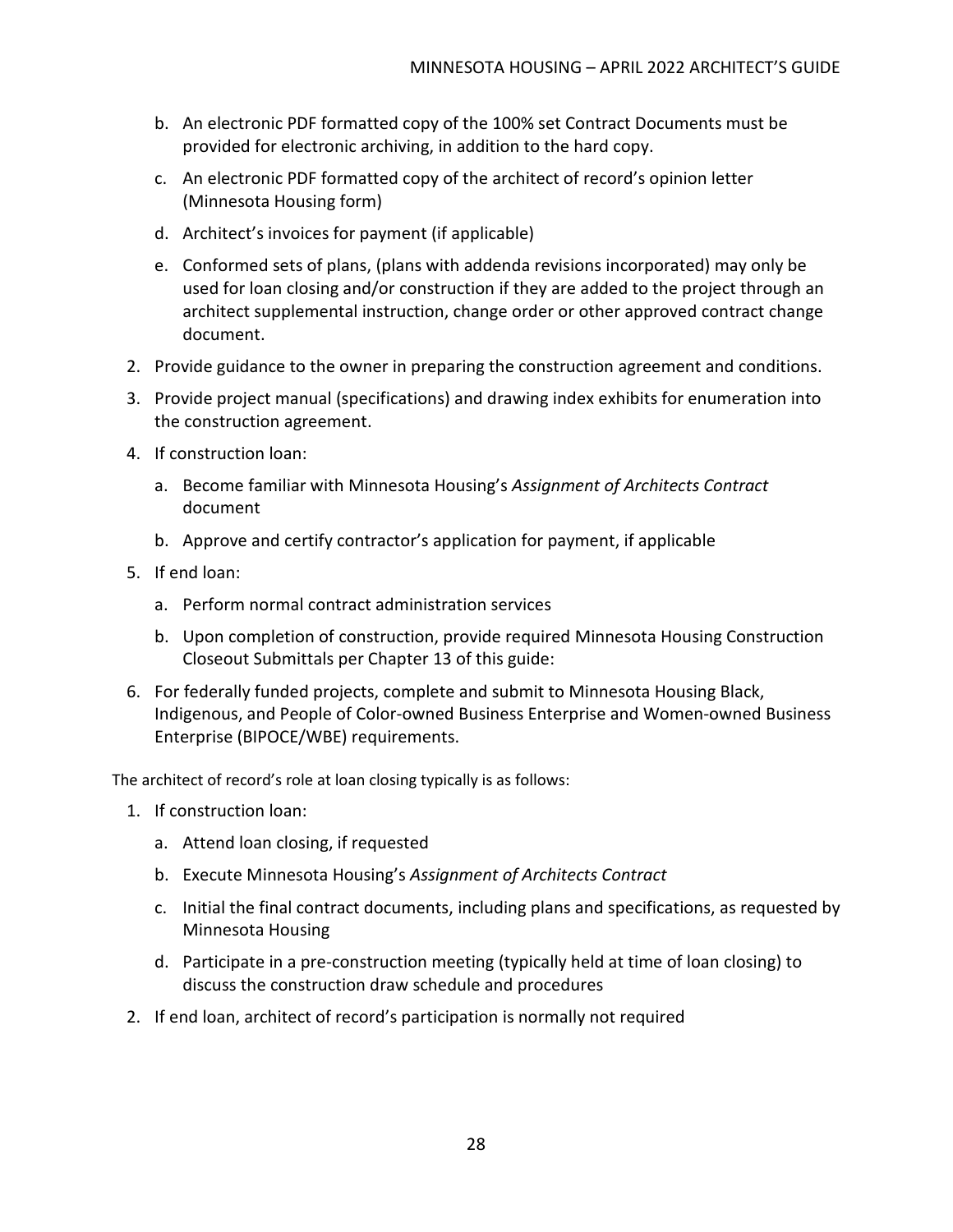b. An electronic PDF formatted copy of the 100% set Contract Documents must be provided for electronic archiving, in addition to the hard copy.
   c. An electronic PDF formatted copy of the architect of record's opinion letter (Minnesota Housing form)
   d. Architect's invoices for payment (if applicable)
   e. Conformed sets of plans, (plans with addenda revisions incorporated) may only be used for loan closing and/or construction if they are added to the project through an architect supplemental instruction, change order or other approved contract change document.
2. Provide guidance to the owner in preparing the construction agreement and conditions.
3. Provide project manual (specifications) and drawing index exhibits for enumeration into the construction agreement.
4. If construction loan:
   a. Become familiar with Minnesota Housing's *Assignment of Architects Contract* document
   b. Approve and certify contractor's application for payment, if applicable
5. If end loan:
   a. Perform normal contract administration services
   b. Upon completion of construction, provide required Minnesota Housing Construction Closeout Submittals per Chapter 13 of this guide:
6. For federally funded projects, complete and submit to Minnesota Housing Black, Indigenous, and People of Color-owned Business Enterprise and Women-owned Business Enterprise (BIPOCE/WBE) requirements.

The architect of record's role at loan closing typically is as follows:

1. If construction loan:
   a. Attend loan closing, if requested
   b. Execute Minnesota Housing's *Assignment of Architects Contract*
   c. Initial the final contract documents, including plans and specifications, as requested by Minnesota Housing
   d. Participate in a pre-construction meeting (typically held at time of loan closing) to discuss the construction draw schedule and procedures
2. If end loan, architect of record's participation is normally not required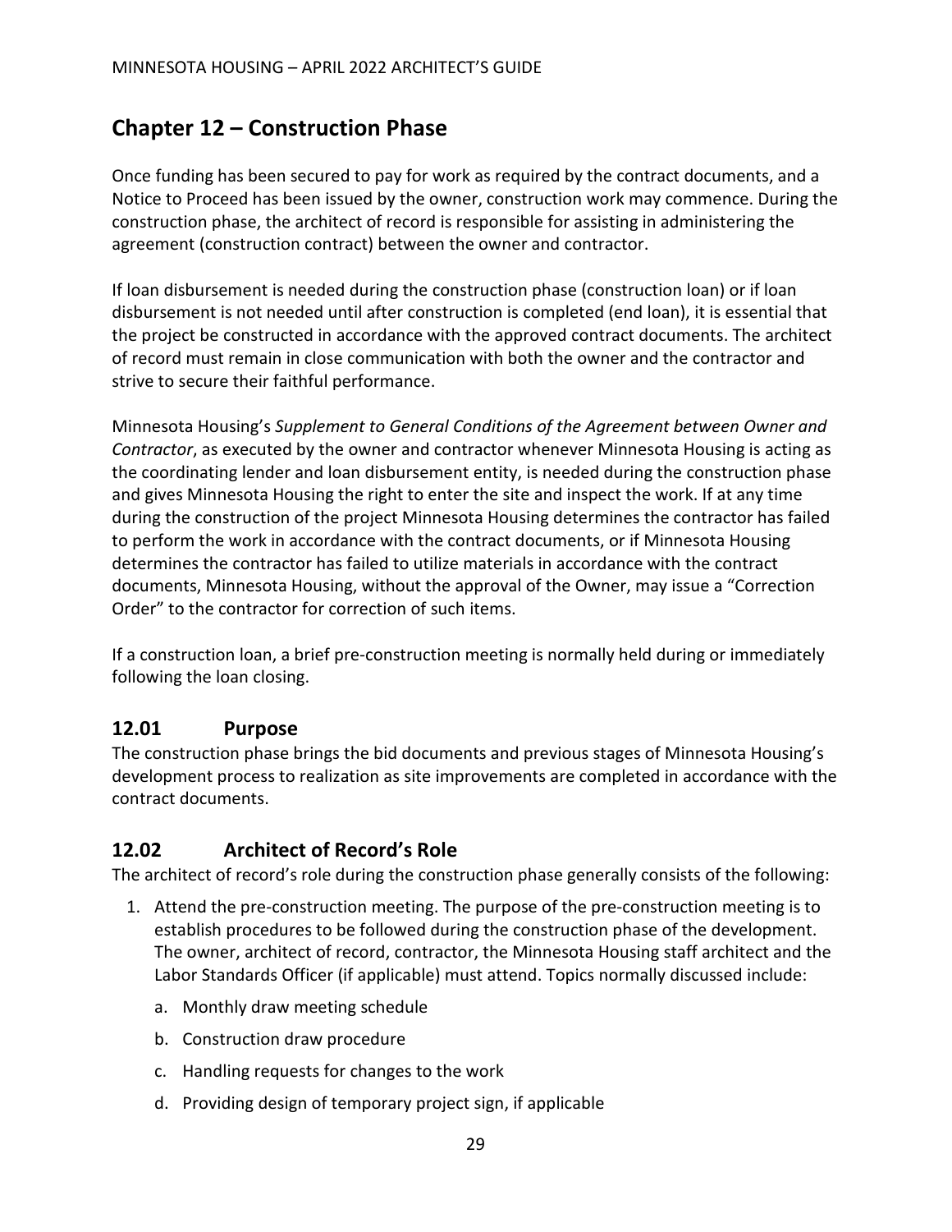## Chapter 12 – Construction Phase

Once funding has been secured to pay for work as required by the contract documents, and a Notice to Proceed has been issued by the owner, construction work may commence. During the construction phase, the architect of record is responsible for assisting in administering the agreement (construction contract) between the owner and contractor.

If loan disbursement is needed during the construction phase (construction loan) or if loan disbursement is not needed until after construction is completed (end loan), it is essential that the project be constructed in accordance with the approved contract documents. The architect of record must remain in close communication with both the owner and the contractor and strive to secure their faithful performance.

Minnesota Housing's *Supplement to General Conditions of the Agreement between Owner and Contractor*, as executed by the owner and contractor whenever Minnesota Housing is acting as the coordinating lender and loan disbursement entity, is needed during the construction phase and gives Minnesota Housing the right to enter the site and inspect the work. If at any time during the construction of the project Minnesota Housing determines the contractor has failed to perform the work in accordance with the contract documents, or if Minnesota Housing determines the contractor has failed to utilize materials in accordance with the contract documents, Minnesota Housing, without the approval of the Owner, may issue a "Correction Order" to the contractor for correction of such items.

If a construction loan, a brief pre-construction meeting is normally held during or immediately following the loan closing.

### 12.01 Purpose

The construction phase brings the bid documents and previous stages of Minnesota Housing's development process to realization as site improvements are completed in accordance with the contract documents.

### 12.02 Architect of Record's Role

The architect of record's role during the construction phase generally consists of the following:

1. Attend the pre-construction meeting. The purpose of the pre-construction meeting is to establish procedures to be followed during the construction phase of the development. The owner, architect of record, contractor, the Minnesota Housing staff architect and the Labor Standards Officer (if applicable) must attend. Topics normally discussed include:
   a. Monthly draw meeting schedule
   b. Construction draw procedure
   c. Handling requests for changes to the work
   d. Providing design of temporary project sign, if applicable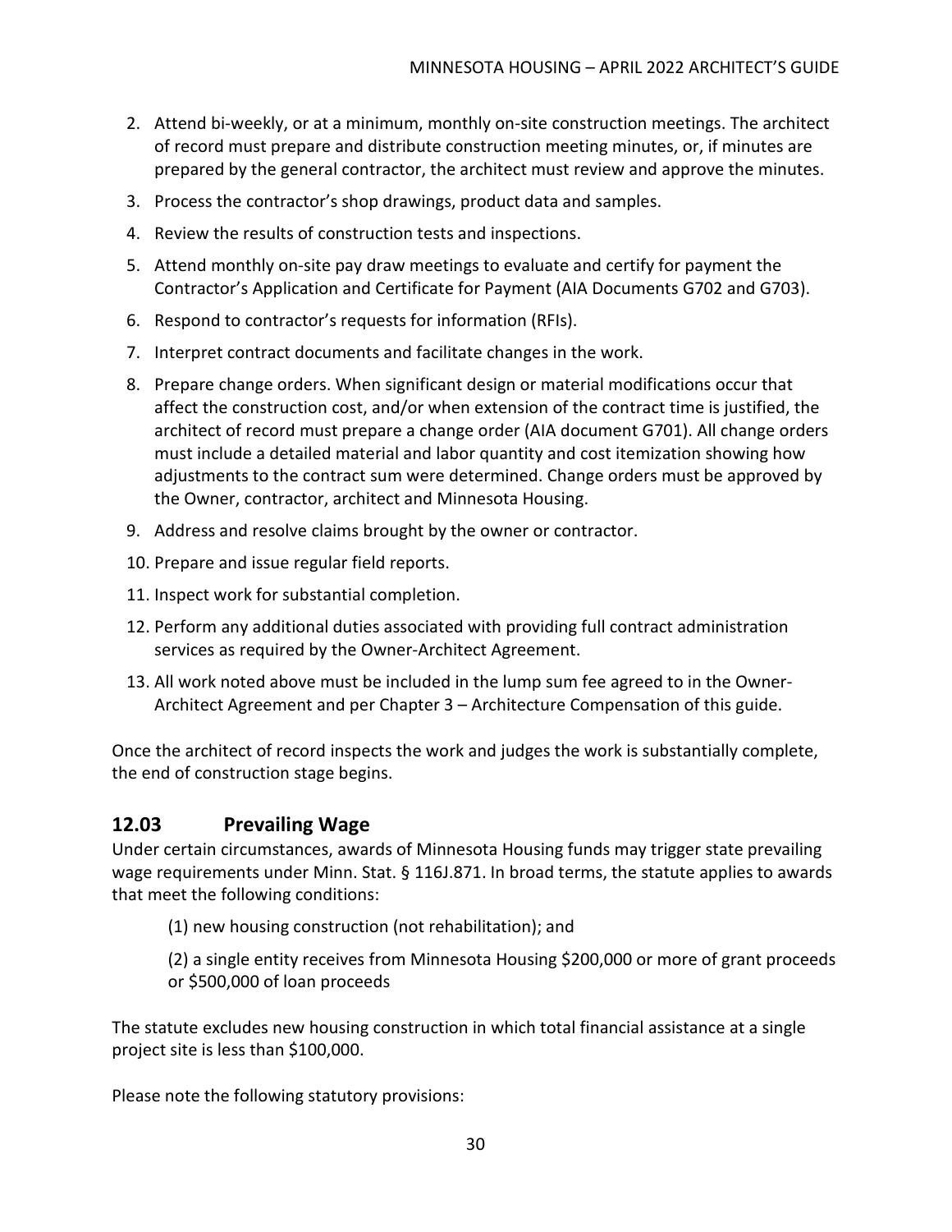2. Attend bi-weekly, or at a minimum, monthly on-site construction meetings. The architect of record must prepare and distribute construction meeting minutes, or, if minutes are prepared by the general contractor, the architect must review and approve the minutes.
3. Process the contractor's shop drawings, product data and samples.
4. Review the results of construction tests and inspections.
5. Attend monthly on-site pay draw meetings to evaluate and certify for payment the Contractor's Application and Certificate for Payment (AIA Documents G702 and G703).
6. Respond to contractor's requests for information (RFIs).
7. Interpret contract documents and facilitate changes in the work.
8. Prepare change orders. When significant design or material modifications occur that affect the construction cost, and/or when extension of the contract time is justified, the architect of record must prepare a change order (AIA document G701). All change orders must include a detailed material and labor quantity and cost itemization showing how adjustments to the contract sum were determined. Change orders must be approved by the Owner, contractor, architect and Minnesota Housing.
9. Address and resolve claims brought by the owner or contractor.
10. Prepare and issue regular field reports.
11. Inspect work for substantial completion.
12. Perform any additional duties associated with providing full contract administration services as required by the Owner-Architect Agreement.
13. All work noted above must be included in the lump sum fee agreed to in the Owner-Architect Agreement and per Chapter 3 – Architecture Compensation of this guide.

Once the architect of record inspects the work and judges the work is substantially complete, the end of construction stage begins.

## 12.03 Prevailing Wage

Under certain circumstances, awards of Minnesota Housing funds may trigger state prevailing wage requirements under Minn. Stat. § 116J.871. In broad terms, the statute applies to awards that meet the following conditions:

(1) new housing construction (not rehabilitation); and

(2) a single entity receives from Minnesota Housing $200,000 or more of grant proceeds or $500,000 of loan proceeds

The statute excludes new housing construction in which total financial assistance at a single project site is less than $100,000.

Please note the following statutory provisions: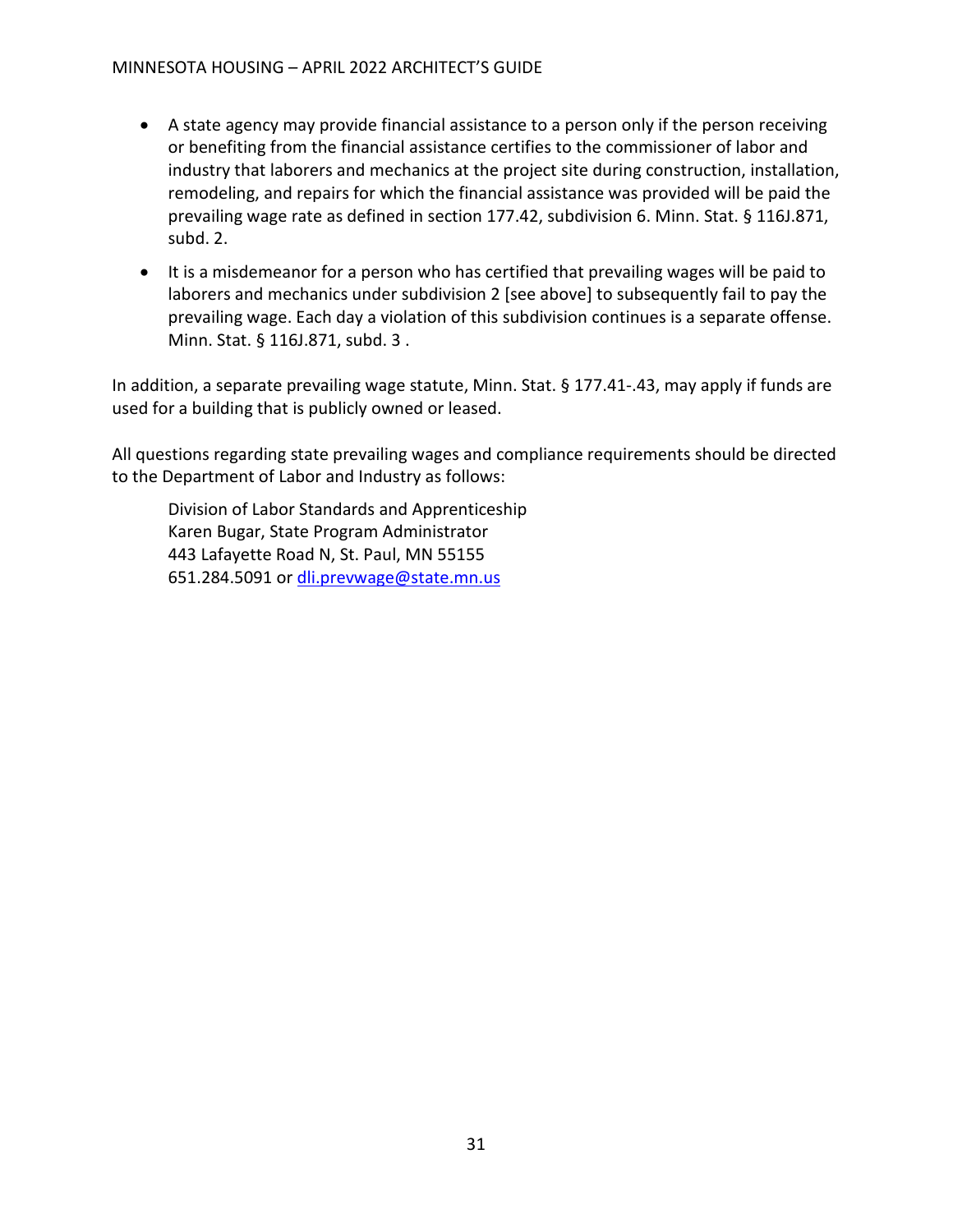- A state agency may provide financial assistance to a person only if the person receiving or benefiting from the financial assistance certifies to the commissioner of labor and industry that laborers and mechanics at the project site during construction, installation, remodeling, and repairs for which the financial assistance was provided will be paid the prevailing wage rate as defined in section 177.42, subdivision 6. Minn. Stat. § 116J.871, subd. 2.
- It is a misdemeanor for a person who has certified that prevailing wages will be paid to laborers and mechanics under subdivision 2 [see above] to subsequently fail to pay the prevailing wage. Each day a violation of this subdivision continues is a separate offense. Minn. Stat. § 116J.871, subd. 3 .

In addition, a separate prevailing wage statute, Minn. Stat. § 177.41-.43, may apply if funds are used for a building that is publicly owned or leased.

All questions regarding state prevailing wages and compliance requirements should be directed to the Department of Labor and Industry as follows:

Division of Labor Standards and Apprenticeship
Karen Bugar, State Program Administrator
443 Lafayette Road N, St. Paul, MN 55155
651.284.5091 or dli.prevwage@state.mn.us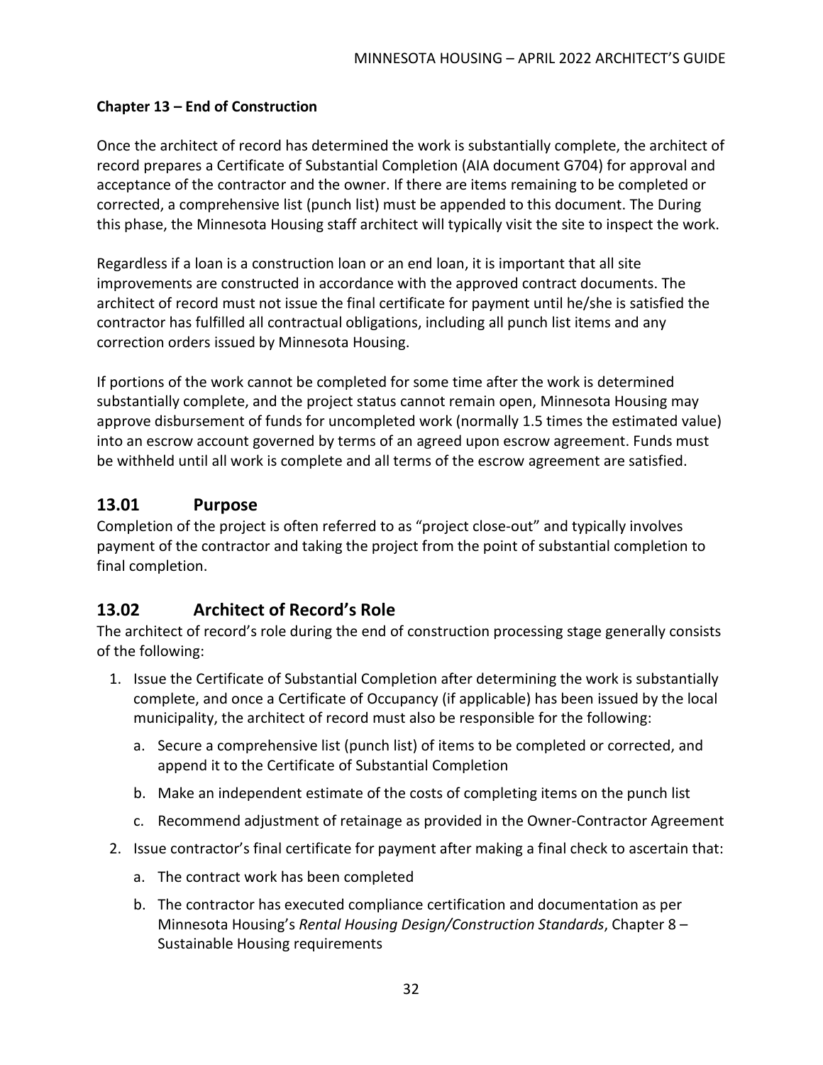**Chapter 13 – End of Construction**

Once the architect of record has determined the work is substantially complete, the architect of record prepares a Certificate of Substantial Completion (AIA document G704) for approval and acceptance of the contractor and the owner. If there are items remaining to be completed or corrected, a comprehensive list (punch list) must be appended to this document. The During this phase, the Minnesota Housing staff architect will typically visit the site to inspect the work.

Regardless if a loan is a construction loan or an end loan, it is important that all site improvements are constructed in accordance with the approved contract documents. The architect of record must not issue the final certificate for payment until he/she is satisfied the contractor has fulfilled all contractual obligations, including all punch list items and any correction orders issued by Minnesota Housing.

If portions of the work cannot be completed for some time after the work is determined substantially complete, and the project status cannot remain open, Minnesota Housing may approve disbursement of funds for uncompleted work (normally 1.5 times the estimated value) into an escrow account governed by terms of an agreed upon escrow agreement. Funds must be withheld until all work is complete and all terms of the escrow agreement are satisfied.

## 13.01 Purpose

Completion of the project is often referred to as "project close-out" and typically involves payment of the contractor and taking the project from the point of substantial completion to final completion.

## 13.02 Architect of Record's Role

The architect of record's role during the end of construction processing stage generally consists of the following:

1. Issue the Certificate of Substantial Completion after determining the work is substantially complete, and once a Certificate of Occupancy (if applicable) has been issued by the local municipality, the architect of record must also be responsible for the following:
   a. Secure a comprehensive list (punch list) of items to be completed or corrected, and append it to the Certificate of Substantial Completion
   b. Make an independent estimate of the costs of completing items on the punch list
   c. Recommend adjustment of retainage as provided in the Owner-Contractor Agreement
2. Issue contractor's final certificate for payment after making a final check to ascertain that:
   a. The contract work has been completed
   b. The contractor has executed compliance certification and documentation as per Minnesota Housing's *Rental Housing Design/Construction Standards*, Chapter 8 – Sustainable Housing requirements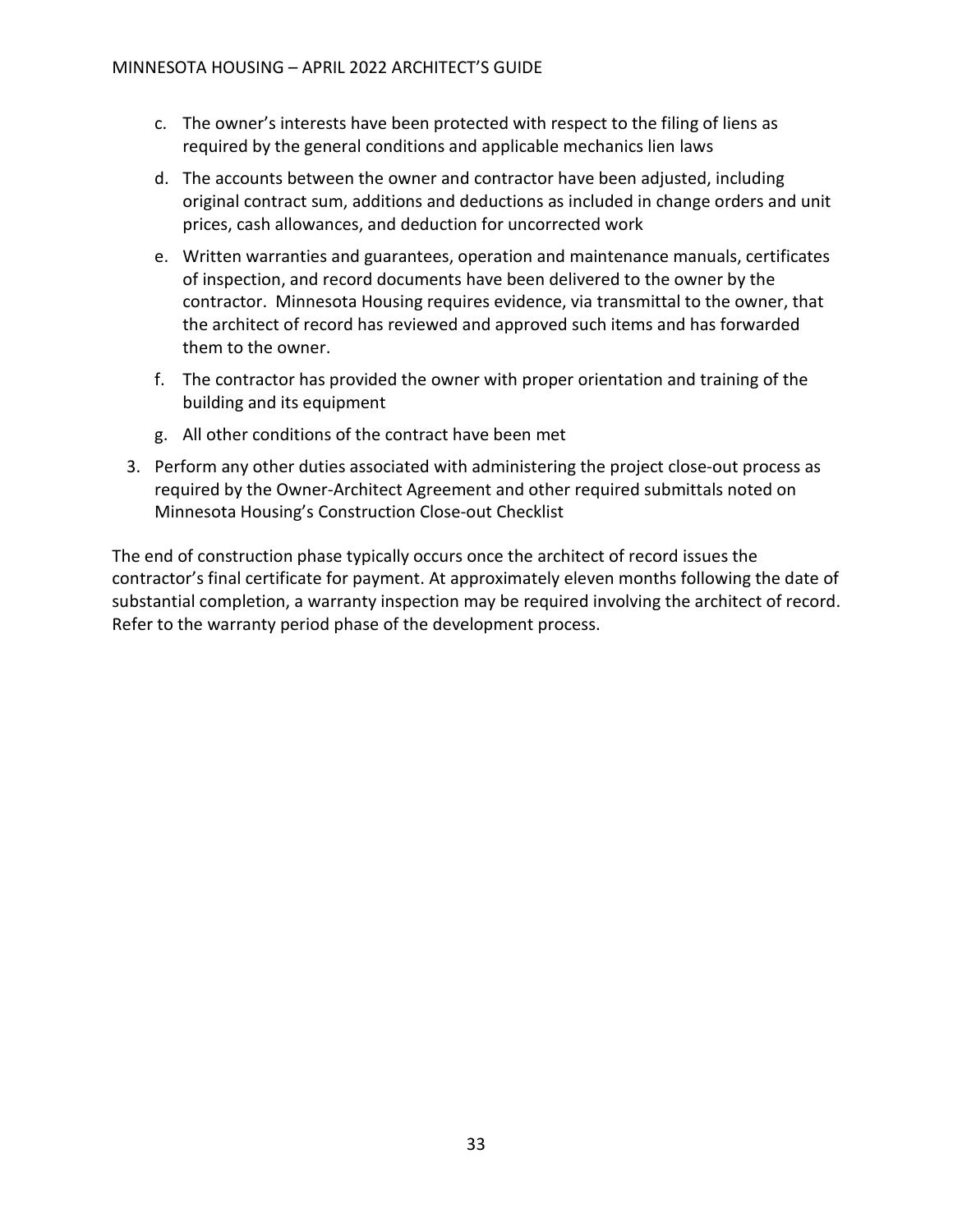c. The owner's interests have been protected with respect to the filing of liens as required by the general conditions and applicable mechanics lien laws

d. The accounts between the owner and contractor have been adjusted, including original contract sum, additions and deductions as included in change orders and unit prices, cash allowances, and deduction for uncorrected work

e. Written warranties and guarantees, operation and maintenance manuals, certificates of inspection, and record documents have been delivered to the owner by the contractor. Minnesota Housing requires evidence, via transmittal to the owner, that the architect of record has reviewed and approved such items and has forwarded them to the owner.

f. The contractor has provided the owner with proper orientation and training of the building and its equipment

g. All other conditions of the contract have been met

3. Perform any other duties associated with administering the project close-out process as required by the Owner-Architect Agreement and other required submittals noted on Minnesota Housing's Construction Close-out Checklist

The end of construction phase typically occurs once the architect of record issues the contractor's final certificate for payment. At approximately eleven months following the date of substantial completion, a warranty inspection may be required involving the architect of record. Refer to the warranty period phase of the development process.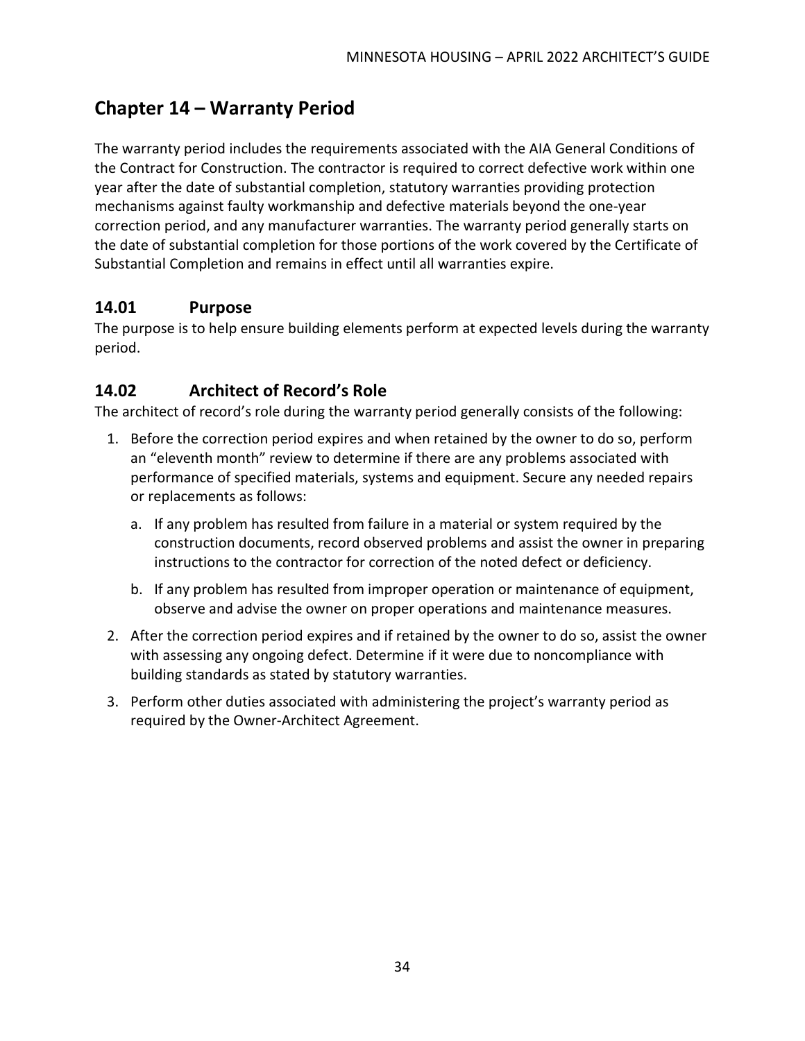# Chapter 14 – Warranty Period

The warranty period includes the requirements associated with the AIA General Conditions of the Contract for Construction. The contractor is required to correct defective work within one year after the date of substantial completion, statutory warranties providing protection mechanisms against faulty workmanship and defective materials beyond the one-year correction period, and any manufacturer warranties. The warranty period generally starts on the date of substantial completion for those portions of the work covered by the Certificate of Substantial Completion and remains in effect until all warranties expire.

## 14.01 Purpose

The purpose is to help ensure building elements perform at expected levels during the warranty period.

## 14.02 Architect of Record's Role

The architect of record's role during the warranty period generally consists of the following:

1. Before the correction period expires and when retained by the owner to do so, perform an "eleventh month" review to determine if there are any problems associated with performance of specified materials, systems and equipment. Secure any needed repairs or replacements as follows:
   a. If any problem has resulted from failure in a material or system required by the construction documents, record observed problems and assist the owner in preparing instructions to the contractor for correction of the noted defect or deficiency.
   b. If any problem has resulted from improper operation or maintenance of equipment, observe and advise the owner on proper operations and maintenance measures.
2. After the correction period expires and if retained by the owner to do so, assist the owner with assessing any ongoing defect. Determine if it were due to noncompliance with building standards as stated by statutory warranties.
3. Perform other duties associated with administering the project's warranty period as required by the Owner-Architect Agreement.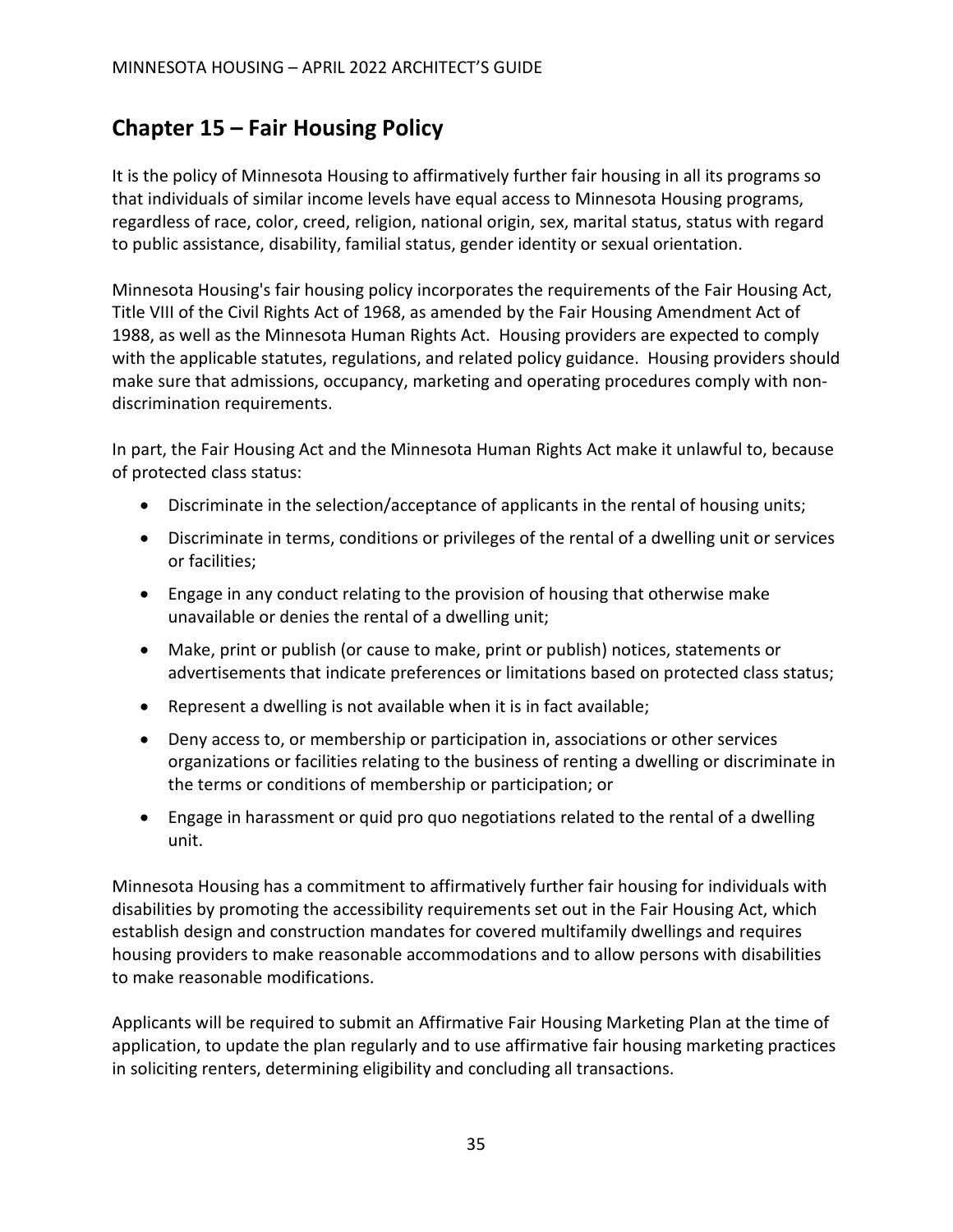## Chapter 15 – Fair Housing Policy

It is the policy of Minnesota Housing to affirmatively further fair housing in all its programs so that individuals of similar income levels have equal access to Minnesota Housing programs, regardless of race, color, creed, religion, national origin, sex, marital status, status with regard to public assistance, disability, familial status, gender identity or sexual orientation.

Minnesota Housing's fair housing policy incorporates the requirements of the Fair Housing Act, Title VIII of the Civil Rights Act of 1968, as amended by the Fair Housing Amendment Act of 1988, as well as the Minnesota Human Rights Act. Housing providers are expected to comply with the applicable statutes, regulations, and related policy guidance. Housing providers should make sure that admissions, occupancy, marketing and operating procedures comply with non-discrimination requirements.

In part, the Fair Housing Act and the Minnesota Human Rights Act make it unlawful to, because of protected class status:

- Discriminate in the selection/acceptance of applicants in the rental of housing units;
- Discriminate in terms, conditions or privileges of the rental of a dwelling unit or services or facilities;
- Engage in any conduct relating to the provision of housing that otherwise make unavailable or denies the rental of a dwelling unit;
- Make, print or publish (or cause to make, print or publish) notices, statements or advertisements that indicate preferences or limitations based on protected class status;
- Represent a dwelling is not available when it is in fact available;
- Deny access to, or membership or participation in, associations or other services organizations or facilities relating to the business of renting a dwelling or discriminate in the terms or conditions of membership or participation; or
- Engage in harassment or quid pro quo negotiations related to the rental of a dwelling unit.

Minnesota Housing has a commitment to affirmatively further fair housing for individuals with disabilities by promoting the accessibility requirements set out in the Fair Housing Act, which establish design and construction mandates for covered multifamily dwellings and requires housing providers to make reasonable accommodations and to allow persons with disabilities to make reasonable modifications.

Applicants will be required to submit an Affirmative Fair Housing Marketing Plan at the time of application, to update the plan regularly and to use affirmative fair housing marketing practices in soliciting renters, determining eligibility and concluding all transactions.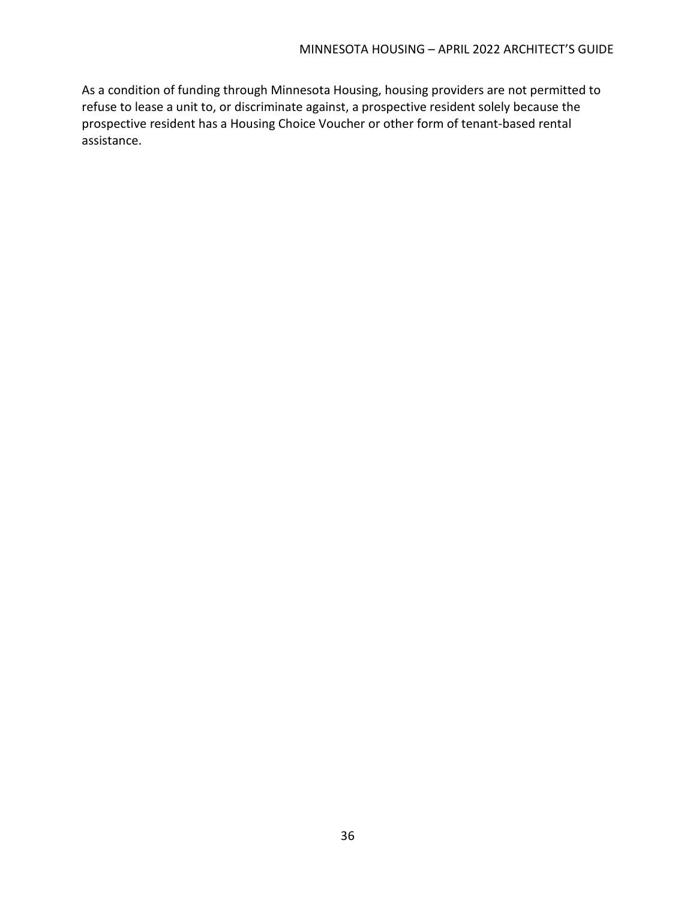As a condition of funding through Minnesota Housing, housing providers are not permitted to refuse to lease a unit to, or discriminate against, a prospective resident solely because the prospective resident has a Housing Choice Voucher or other form of tenant-based rental assistance.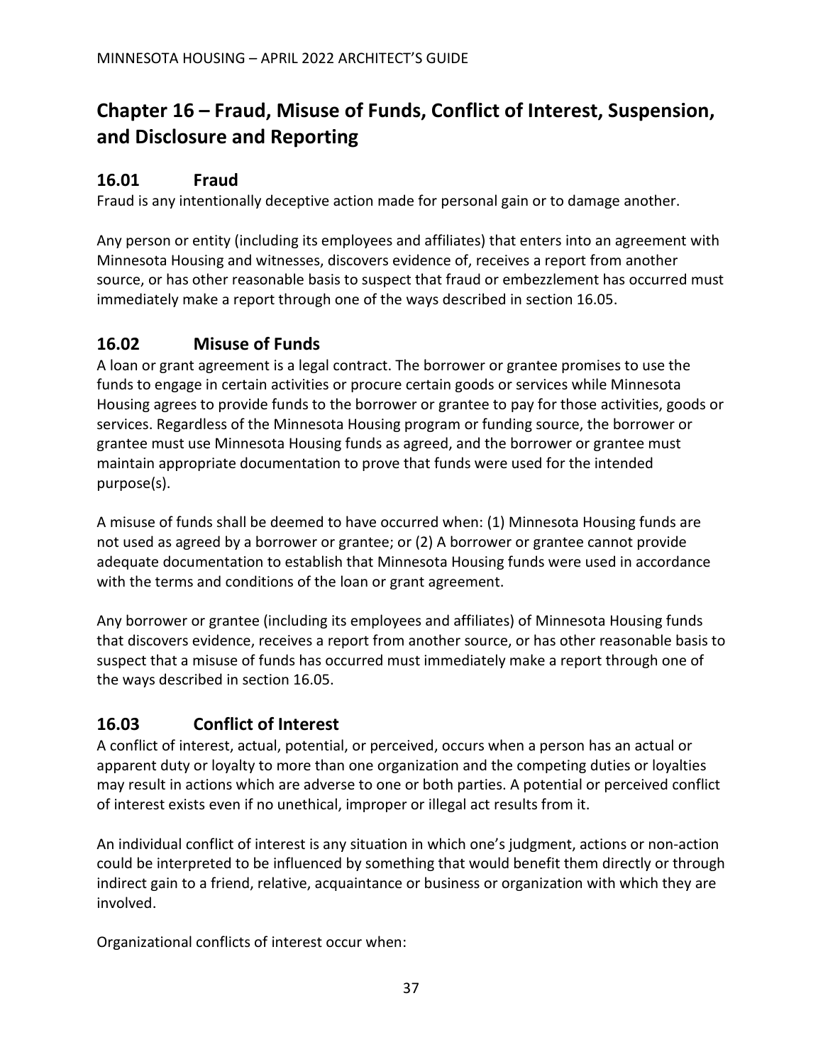# Chapter 16 – Fraud, Misuse of Funds, Conflict of Interest, Suspension, and Disclosure and Reporting

## 16.01 Fraud

Fraud is any intentionally deceptive action made for personal gain or to damage another.

Any person or entity (including its employees and affiliates) that enters into an agreement with Minnesota Housing and witnesses, discovers evidence of, receives a report from another source, or has other reasonable basis to suspect that fraud or embezzlement has occurred must immediately make a report through one of the ways described in section 16.05.

## 16.02 Misuse of Funds

A loan or grant agreement is a legal contract. The borrower or grantee promises to use the funds to engage in certain activities or procure certain goods or services while Minnesota Housing agrees to provide funds to the borrower or grantee to pay for those activities, goods or services. Regardless of the Minnesota Housing program or funding source, the borrower or grantee must use Minnesota Housing funds as agreed, and the borrower or grantee must maintain appropriate documentation to prove that funds were used for the intended purpose(s).

A misuse of funds shall be deemed to have occurred when: (1) Minnesota Housing funds are not used as agreed by a borrower or grantee; or (2) A borrower or grantee cannot provide adequate documentation to establish that Minnesota Housing funds were used in accordance with the terms and conditions of the loan or grant agreement.

Any borrower or grantee (including its employees and affiliates) of Minnesota Housing funds that discovers evidence, receives a report from another source, or has other reasonable basis to suspect that a misuse of funds has occurred must immediately make a report through one of the ways described in section 16.05.

## 16.03 Conflict of Interest

A conflict of interest, actual, potential, or perceived, occurs when a person has an actual or apparent duty or loyalty to more than one organization and the competing duties or loyalties may result in actions which are adverse to one or both parties. A potential or perceived conflict of interest exists even if no unethical, improper or illegal act results from it.

An individual conflict of interest is any situation in which one's judgment, actions or non-action could be interpreted to be influenced by something that would benefit them directly or through indirect gain to a friend, relative, acquaintance or business or organization with which they are involved.

Organizational conflicts of interest occur when: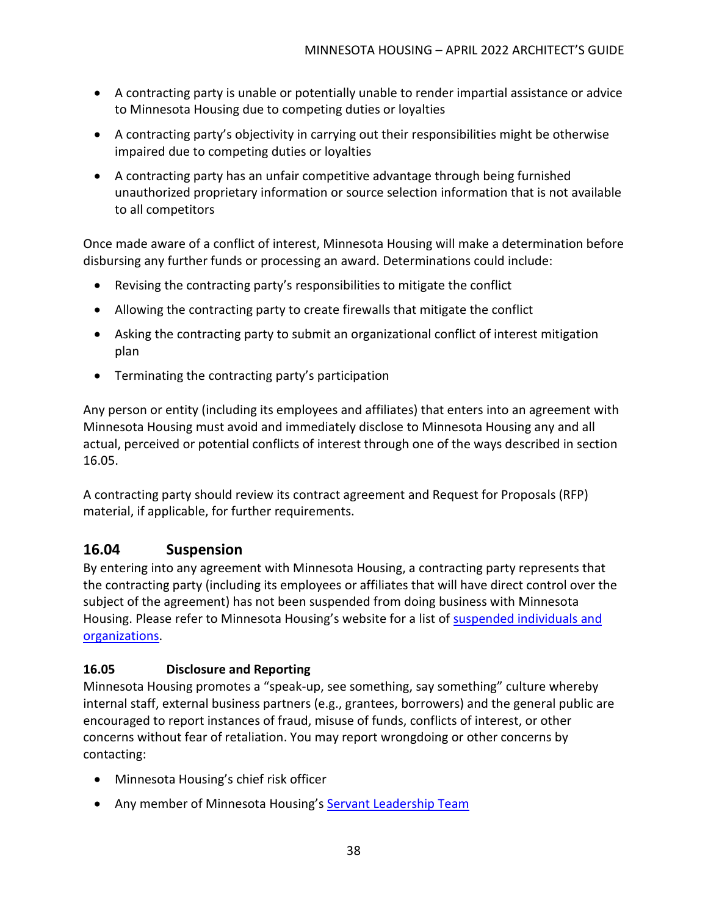- A contracting party is unable or potentially unable to render impartial assistance or advice to Minnesota Housing due to competing duties or loyalties
- A contracting party's objectivity in carrying out their responsibilities might be otherwise impaired due to competing duties or loyalties
- A contracting party has an unfair competitive advantage through being furnished unauthorized proprietary information or source selection information that is not available to all competitors

Once made aware of a conflict of interest, Minnesota Housing will make a determination before disbursing any further funds or processing an award. Determinations could include:

- Revising the contracting party's responsibilities to mitigate the conflict
- Allowing the contracting party to create firewalls that mitigate the conflict
- Asking the contracting party to submit an organizational conflict of interest mitigation plan
- Terminating the contracting party's participation

Any person or entity (including its employees and affiliates) that enters into an agreement with Minnesota Housing must avoid and immediately disclose to Minnesota Housing any and all actual, perceived or potential conflicts of interest through one of the ways described in section 16.05.

A contracting party should review its contract agreement and Request for Proposals (RFP) material, if applicable, for further requirements.

## 16.04 Suspension

By entering into any agreement with Minnesota Housing, a contracting party represents that the contracting party (including its employees or affiliates that will have direct control over the subject of the agreement) has not been suspended from doing business with Minnesota Housing. Please refer to Minnesota Housing's website for a list of suspended individuals and organizations.

### 16.05 Disclosure and Reporting

Minnesota Housing promotes a "speak-up, see something, say something" culture whereby internal staff, external business partners (e.g., grantees, borrowers) and the general public are encouraged to report instances of fraud, misuse of funds, conflicts of interest, or other concerns without fear of retaliation. You may report wrongdoing or other concerns by contacting:

- Minnesota Housing's chief risk officer
- Any member of Minnesota Housing's Servant Leadership Team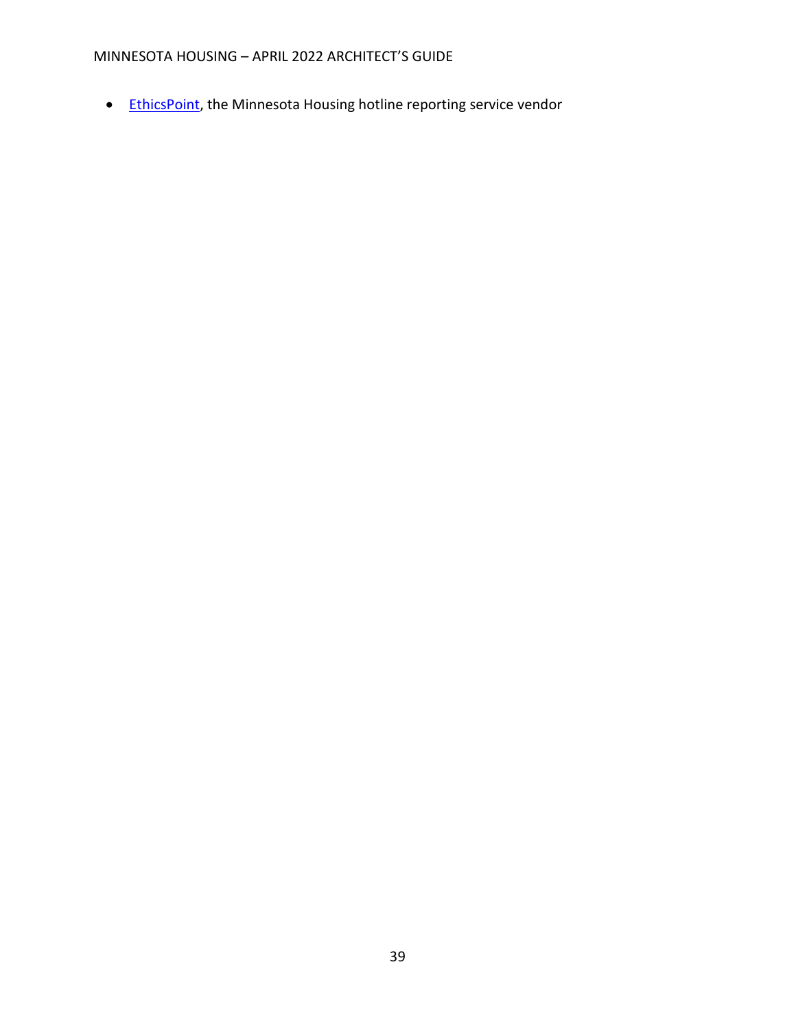- [EthicsPoint](), the Minnesota Housing hotline reporting service vendor